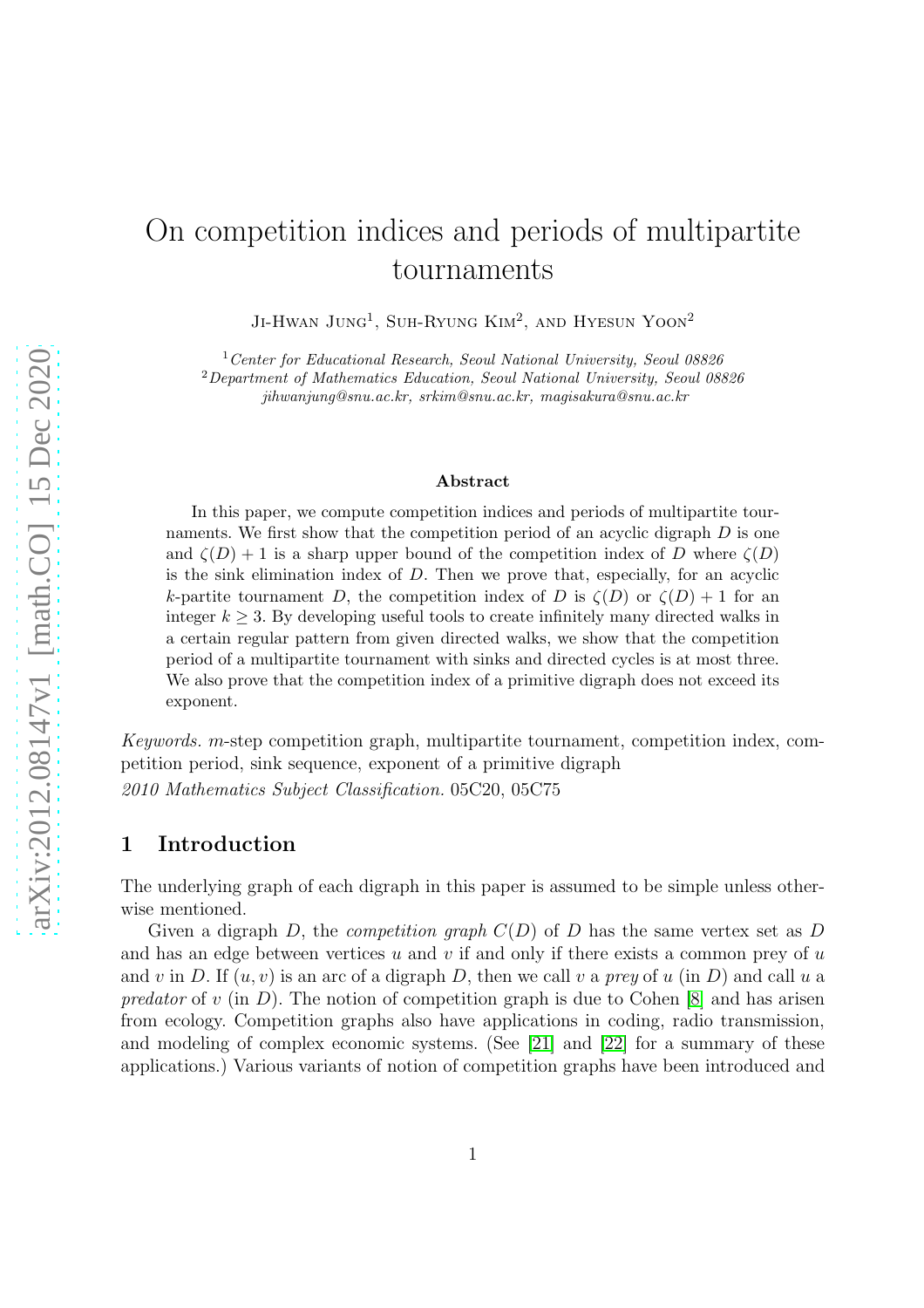# On competition indices and periods of multipartite tournaments

Ji-Hwan Jung[1], Suh-Ryung Kim[2], and Hyesun Yoon[2]

[1] *Center for Educational Research, Seoul National University, Seoul 08826*
[2] *Department of Mathematics Education, Seoul National University, Seoul 08826*
*jihwanjung@snu.ac.kr, srkim@snu.ac.kr, magisakura@snu.ac.kr*

### Abstract

In this paper, we compute competition indices and periods of multipartite tournaments. We first show that the competition period of an acyclic digraph $D$ is one and $\zeta(D)+1$ is a sharp upper bound of the competition index of $D$ where $\zeta(D)$ is the sink elimination index of $D$. Then we prove that, especially, for an acyclic $k$-partite tournament $D$, the competition index of $D$ is $\zeta(D)$ or $\zeta(D)+1$ for an integer $k \geq 3$. By developing useful tools to create infinitely many directed walks in a certain regular pattern from given directed walks, we show that the competition period of a multipartite tournament with sinks and directed cycles is at most three. We also prove that the competition index of a primitive digraph does not exceed its exponent.

*Keywords.* $m$-step competition graph, multipartite tournament, competition index, competition period, sink sequence, exponent of a primitive digraph

*2010 Mathematics Subject Classification.* 05C20, 05C75

## 1 Introduction

The underlying graph of each digraph in this paper is assumed to be simple unless otherwise mentioned.

Given a digraph $D$, the *competition graph* $C(D)$ of $D$ has the same vertex set as $D$ and has an edge between vertices $u$ and $v$ if and only if there exists a common prey of $u$ and $v$ in $D$. If $(u, v)$ is an arc of a digraph $D$, then we call $v$ a *prey* of $u$ (in $D$) and call $u$ a *predator* of $v$ (in $D$). The notion of competition graph is due to Cohen [8] and has arisen from ecology. Competition graphs also have applications in coding, radio transmission, and modeling of complex economic systems. (See [21] and [22] for a summary of these applications.) Various variants of notion of competition graphs have been introduced and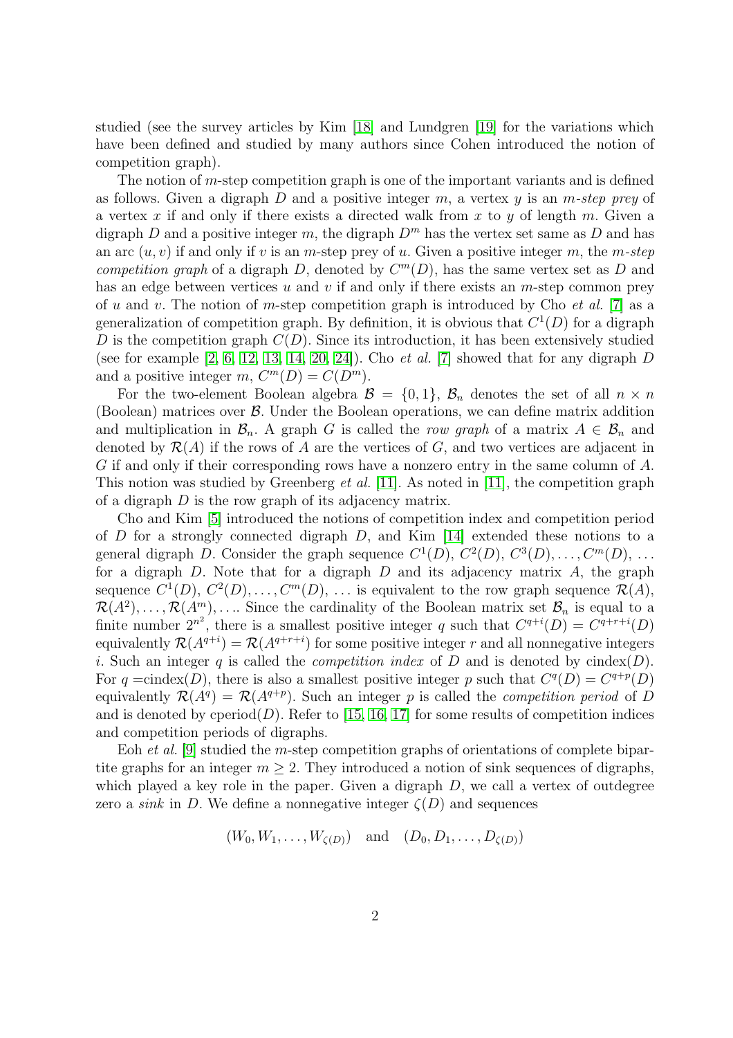studied (see the survey articles by Kim [18] and Lundgren [19] for the variations which have been defined and studied by many authors since Cohen introduced the notion of competition graph).

The notion of $m$-step competition graph is one of the important variants and is defined as follows. Given a digraph $D$ and a positive integer $m$, a vertex $y$ is an *$m$-step prey* of a vertex $x$ if and only if there exists a directed walk from $x$ to $y$ of length $m$. Given a digraph $D$ and a positive integer $m$, the digraph $D^m$ has the vertex set same as $D$ and has an arc $(u, v)$ if and only if $v$ is an $m$-step prey of $u$. Given a positive integer $m$, the *$m$-step competition graph* of a digraph $D$, denoted by $C^m(D)$, has the same vertex set as $D$ and has an edge between vertices $u$ and $v$ if and only if there exists an $m$-step common prey of $u$ and $v$. The notion of $m$-step competition graph is introduced by Cho *et al.* [7] as a generalization of competition graph. By definition, it is obvious that $C^1(D)$ for a digraph $D$ is the competition graph $C(D)$. Since its introduction, it has been extensively studied (see for example [2, 6, 12, 13, 14, 20, 24]). Cho *et al.* [7] showed that for any digraph $D$ and a positive integer $m$, $C^m(D) = C(D^m)$.

For the two-element Boolean algebra $\mathcal{B} = \{0, 1\}$, $\mathcal{B}_n$ denotes the set of all $n \times n$ (Boolean) matrices over $\mathcal{B}$. Under the Boolean operations, we can define matrix addition and multiplication in $\mathcal{B}_n$. A graph $G$ is called the *row graph* of a matrix $A \in \mathcal{B}_n$ and denoted by $\mathcal{R}(A)$ if the rows of $A$ are the vertices of $G$, and two vertices are adjacent in $G$ if and only if their corresponding rows have a nonzero entry in the same column of $A$. This notion was studied by Greenberg *et al.* [11]. As noted in [11], the competition graph of a digraph $D$ is the row graph of its adjacency matrix.

Cho and Kim [5] introduced the notions of competition index and competition period of $D$ for a strongly connected digraph $D$, and Kim [14] extended these notions to a general digraph $D$. Consider the graph sequence $C^1(D)$, $C^2(D)$, $C^3(D), \ldots, C^m(D)$, $\ldots$ for a digraph $D$. Note that for a digraph $D$ and its adjacency matrix $A$, the graph sequence $C^1(D)$, $C^2(D), \ldots, C^m(D)$, $\ldots$ is equivalent to the row graph sequence $\mathcal{R}(A)$, $\mathcal{R}(A^2), \ldots, \mathcal{R}(A^m), \ldots$. Since the cardinality of the Boolean matrix set $\mathcal{B}_n$ is equal to a finite number $2^{n^2}$, there is a smallest positive integer $q$ such that $C^{q+i}(D) = C^{q+r+i}(D)$ equivalently $\mathcal{R}(A^{q+i}) = \mathcal{R}(A^{q+r+i})$ for some positive integer $r$ and all nonnegative integers $i$. Such an integer $q$ is called the *competition index* of $D$ and is denoted by $\text{cindex}(D)$. For $q = \text{cindex}(D)$, there is also a smallest positive integer $p$ such that $C^q(D) = C^{q+p}(D)$ equivalently $\mathcal{R}(A^q) = \mathcal{R}(A^{q+p})$. Such an integer $p$ is called the *competition period* of $D$ and is denoted by $\text{cperiod}(D)$. Refer to [15, 16, 17] for some results of competition indices and competition periods of digraphs.

Eoh *et al.* [9] studied the $m$-step competition graphs of orientations of complete bipartite graphs for an integer $m \geq 2$. They introduced a notion of sink sequences of digraphs, which played a key role in the paper. Given a digraph $D$, we call a vertex of outdegree zero a *sink* in $D$. We define a nonnegative integer $\zeta(D)$ and sequences

$$(W_0, W_1, \ldots, W_{\zeta(D)}) \quad \text{and} \quad (D_0, D_1, \ldots, D_{\zeta(D)})$$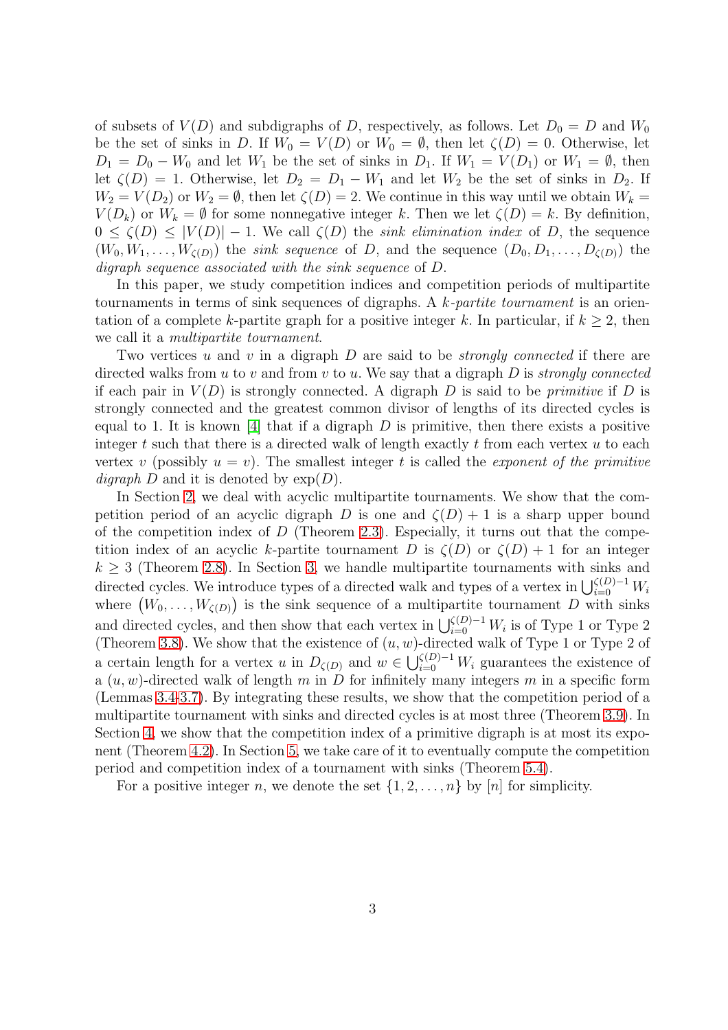of subsets of $V(D)$ and subdigraphs of $D$, respectively, as follows. Let $D_0 = D$ and $W_0$ be the set of sinks in $D$. If $W_0 = V(D)$ or $W_0 = \emptyset$, then let $\zeta(D) = 0$. Otherwise, let $D_1 = D_0 - W_0$ and let $W_1$ be the set of sinks in $D_1$. If $W_1 = V(D_1)$ or $W_1 = \emptyset$, then let $\zeta(D) = 1$. Otherwise, let $D_2 = D_1 - W_1$ and let $W_2$ be the set of sinks in $D_2$. If $W_2 = V(D_2)$ or $W_2 = \emptyset$, then let $\zeta(D) = 2$. We continue in this way until we obtain $W_k = V(D_k)$ or $W_k = \emptyset$ for some nonnegative integer $k$. Then we let $\zeta(D) = k$. By definition, $0 \leq \zeta(D) \leq |V(D)| - 1$. We call $\zeta(D)$ the *sink elimination index* of $D$, the sequence $(W_0, W_1, \ldots, W_{\zeta(D)})$ the *sink sequence* of $D$, and the sequence $(D_0, D_1, \ldots, D_{\zeta(D)})$ the *digraph sequence associated with the sink sequence* of $D$.

In this paper, we study competition indices and competition periods of multipartite tournaments in terms of sink sequences of digraphs. A *$k$-partite tournament* is an orientation of a complete $k$-partite graph for a positive integer $k$. In particular, if $k \geq 2$, then we call it a *multipartite tournament*.

Two vertices $u$ and $v$ in a digraph $D$ are said to be *strongly connected* if there are directed walks from $u$ to $v$ and from $v$ to $u$. We say that a digraph $D$ is *strongly connected* if each pair in $V(D)$ is strongly connected. A digraph $D$ is said to be *primitive* if $D$ is strongly connected and the greatest common divisor of lengths of its directed cycles is equal to 1. It is known [4] that if a digraph $D$ is primitive, then there exists a positive integer $t$ such that there is a directed walk of length exactly $t$ from each vertex $u$ to each vertex $v$ (possibly $u = v$). The smallest integer $t$ is called the *exponent of the primitive digraph $D$* and it is denoted by $\exp(D)$.

In Section 2, we deal with acyclic multipartite tournaments. We show that the competition period of an acyclic digraph $D$ is one and $\zeta(D) + 1$ is a sharp upper bound of the competition index of $D$ (Theorem 2.3). Especially, it turns out that the competition index of an acyclic $k$-partite tournament $D$ is $\zeta(D)$ or $\zeta(D) + 1$ for an integer $k \geq 3$ (Theorem 2.8). In Section 3, we handle multipartite tournaments with sinks and directed cycles. We introduce types of a directed walk and types of a vertex in $\bigcup_{i=0}^{\zeta(D)-1} W_i$ where $\left(W_0, \ldots, W_{\zeta(D)}\right)$ is the sink sequence of a multipartite tournament $D$ with sinks and directed cycles, and then show that each vertex in $\bigcup_{i=0}^{\zeta(D)-1} W_i$ is of Type 1 or Type 2 (Theorem 3.8). We show that the existence of $(u, w)$-directed walk of Type 1 or Type 2 of a certain length for a vertex $u$ in $D_{\zeta(D)}$ and $w \in \bigcup_{i=0}^{\zeta(D)-1} W_i$ guarantees the existence of a $(u, w)$-directed walk of length $m$ in $D$ for infinitely many integers $m$ in a specific form (Lemmas 3.4-3.7). By integrating these results, we show that the competition period of a multipartite tournament with sinks and directed cycles is at most three (Theorem 3.9). In Section 4, we show that the competition index of a primitive digraph is at most its exponent (Theorem 4.2). In Section 5, we take care of it to eventually compute the competition period and competition index of a tournament with sinks (Theorem 5.4).

For a positive integer $n$, we denote the set $\{1, 2, \ldots, n\}$ by $[n]$ for simplicity.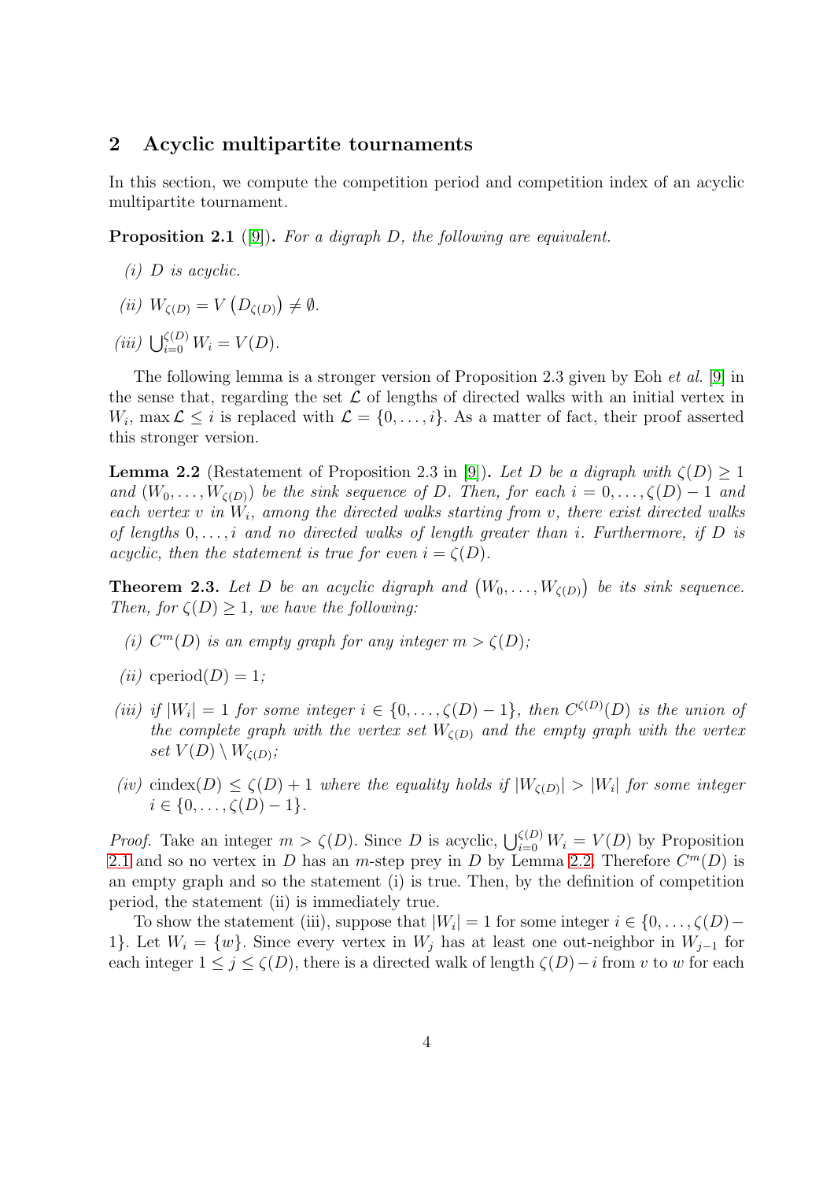## 2 Acyclic multipartite tournaments

In this section, we compute the competition period and competition index of an acyclic multipartite tournament.

**Proposition 2.1** ([9]). *For a digraph $D$, the following are equivalent.*

*(i) $D$ is acyclic.*

*(ii) $W_{\zeta(D)} = V\left(D_{\zeta(D)}\right) \neq \emptyset$.*

*(iii) $\bigcup_{i=0}^{\zeta(D)} W_i = V(D)$.*

The following lemma is a stronger version of Proposition 2.3 given by Eoh *et al.* [9] in the sense that, regarding the set $\mathcal{L}$ of lengths of directed walks with an initial vertex in $W_i$, $\max \mathcal{L} \leq i$ is replaced with $\mathcal{L} = \{0, \ldots, i\}$. As a matter of fact, their proof asserted this stronger version.

**Lemma 2.2** (Restatement of Proposition 2.3 in [9]). *Let $D$ be a digraph with $\zeta(D) \geq 1$ and $(W_0, \ldots, W_{\zeta(D)})$ be the sink sequence of $D$. Then, for each $i = 0, \ldots, \zeta(D) - 1$ and each vertex $v$ in $W_i$, among the directed walks starting from $v$, there exist directed walks of lengths $0, \ldots, i$ and no directed walks of length greater than $i$. Furthermore, if $D$ is acyclic, then the statement is true for even $i = \zeta(D)$.*

**Theorem 2.3.** *Let $D$ be an acyclic digraph and $\left(W_0, \ldots, W_{\zeta(D)}\right)$ be its sink sequence. Then, for $\zeta(D) \geq 1$, we have the following:*

*(i) $C^m(D)$ is an empty graph for any integer $m > \zeta(D)$;*

*(ii) $\operatorname{cperiod}(D) = 1$;*

*(iii) if $|W_i| = 1$ for some integer $i \in \{0, \ldots, \zeta(D) - 1\}$, then $C^{\zeta(D)}(D)$ is the union of the complete graph with the vertex set $W_{\zeta(D)}$ and the empty graph with the vertex set $V(D) \setminus W_{\zeta(D)}$;*

*(iv) $\operatorname{cindex}(D) \leq \zeta(D) + 1$ where the equality holds if $|W_{\zeta(D)}| > |W_i|$ for some integer $i \in \{0, \ldots, \zeta(D) - 1\}$.*

*Proof.* Take an integer $m > \zeta(D)$. Since $D$ is acyclic, $\bigcup_{i=0}^{\zeta(D)} W_i = V(D)$ by Proposition 2.1 and so no vertex in $D$ has an $m$-step prey in $D$ by Lemma 2.2. Therefore $C^m(D)$ is an empty graph and so the statement (i) is true. Then, by the definition of competition period, the statement (ii) is immediately true.

To show the statement (iii), suppose that $|W_i| = 1$ for some integer $i \in \{0, \ldots, \zeta(D) - 1\}$. Let $W_i = \{w\}$. Since every vertex in $W_j$ has at least one out-neighbor in $W_{j-1}$ for each integer $1 \leq j \leq \zeta(D)$, there is a directed walk of length $\zeta(D) - i$ from $v$ to $w$ for each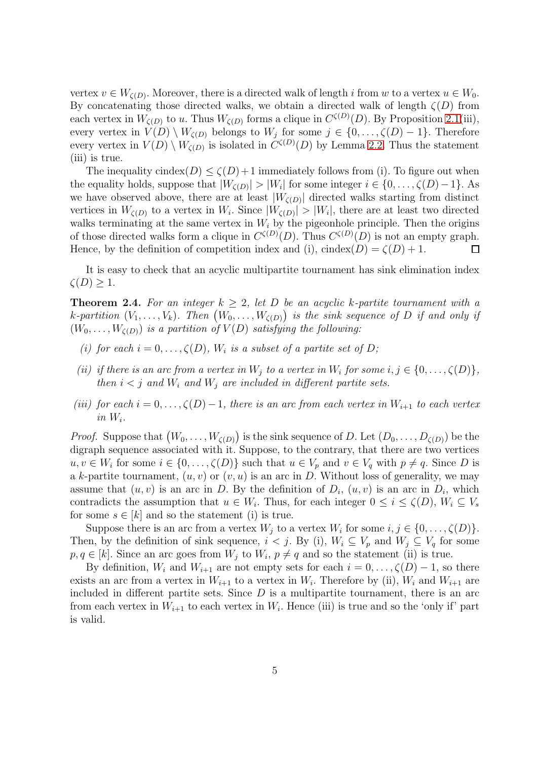vertex $v \in W_{\zeta(D)}$. Moreover, there is a directed walk of length $i$ from $w$ to a vertex $u \in W_0$. By concatenating those directed walks, we obtain a directed walk of length $\zeta(D)$ from each vertex in $W_{\zeta(D)}$ to $u$. Thus $W_{\zeta(D)}$ forms a clique in $C^{\zeta(D)}(D)$. By Proposition 2.1(iii), every vertex in $V(D) \setminus W_{\zeta(D)}$ belongs to $W_j$ for some $j \in \{0, \ldots, \zeta(D) - 1\}$. Therefore every vertex in $V(D) \setminus W_{\zeta(D)}$ is isolated in $C^{\zeta(D)}(D)$ by Lemma 2.2. Thus the statement (iii) is true.

The inequality $\text{cindex}(D) \leq \zeta(D) + 1$ immediately follows from (i). To figure out when the equality holds, suppose that $|W_{\zeta(D)}| > |W_i|$ for some integer $i \in \{0, \ldots, \zeta(D) - 1\}$. As we have observed above, there are at least $|W_{\zeta(D)}|$ directed walks starting from distinct vertices in $W_{\zeta(D)}$ to a vertex in $W_i$. Since $|W_{\zeta(D)}| > |W_i|$, there are at least two directed walks terminating at the same vertex in $W_i$ by the pigeonhole principle. Then the origins of those directed walks form a clique in $C^{\zeta(D)}(D)$. Thus $C^{\zeta(D)}(D)$ is not an empty graph. Hence, by the definition of competition index and (i), $\text{cindex}(D) = \zeta(D) + 1$. □

It is easy to check that an acyclic multipartite tournament has sink elimination index $\zeta(D) \geq 1$.

**Theorem 2.4.** *For an integer $k \geq 2$, let $D$ be an acyclic $k$-partite tournament with a $k$-partition $(V_1, \ldots, V_k)$. Then $(W_0, \ldots, W_{\zeta(D)})$ is the sink sequence of $D$ if and only if $(W_0, \ldots, W_{\zeta(D)})$ is a partition of $V(D)$ satisfying the following:*

*(i) for each $i = 0, \ldots, \zeta(D)$, $W_i$ is a subset of a partite set of $D$;*

*(ii) if there is an arc from a vertex in $W_j$ to a vertex in $W_i$ for some $i, j \in \{0, \ldots, \zeta(D)\}$, then $i < j$ and $W_i$ and $W_j$ are included in different partite sets.*

*(iii) for each $i = 0, \ldots, \zeta(D) - 1$, there is an arc from each vertex in $W_{i+1}$ to each vertex in $W_i$.*

*Proof.* Suppose that $(W_0, \ldots, W_{\zeta(D)})$ is the sink sequence of $D$. Let $(D_0, \ldots, D_{\zeta(D)})$ be the digraph sequence associated with it. Suppose, to the contrary, that there are two vertices $u, v \in W_i$ for some $i \in \{0, \ldots, \zeta(D)\}$ such that $u \in V_p$ and $v \in V_q$ with $p \neq q$. Since $D$ is a $k$-partite tournament, $(u, v)$ or $(v, u)$ is an arc in $D$. Without loss of generality, we may assume that $(u, v)$ is an arc in $D$. By the definition of $D_i$, $(u, v)$ is an arc in $D_i$, which contradicts the assumption that $u \in W_i$. Thus, for each integer $0 \leq i \leq \zeta(D)$, $W_i \subseteq V_s$ for some $s \in [k]$ and so the statement (i) is true.

Suppose there is an arc from a vertex $W_j$ to a vertex $W_i$ for some $i, j \in \{0, \ldots, \zeta(D)\}$. Then, by the definition of sink sequence, $i < j$. By (i), $W_i \subseteq V_p$ and $W_j \subseteq V_q$ for some $p, q \in [k]$. Since an arc goes from $W_j$ to $W_i$, $p \neq q$ and so the statement (ii) is true.

By definition, $W_i$ and $W_{i+1}$ are not empty sets for each $i = 0, \ldots, \zeta(D) - 1$, so there exists an arc from a vertex in $W_{i+1}$ to a vertex in $W_i$. Therefore by (ii), $W_i$ and $W_{i+1}$ are included in different partite sets. Since $D$ is a multipartite tournament, there is an arc from each vertex in $W_{i+1}$ to each vertex in $W_i$. Hence (iii) is true and so the 'only if' part is valid.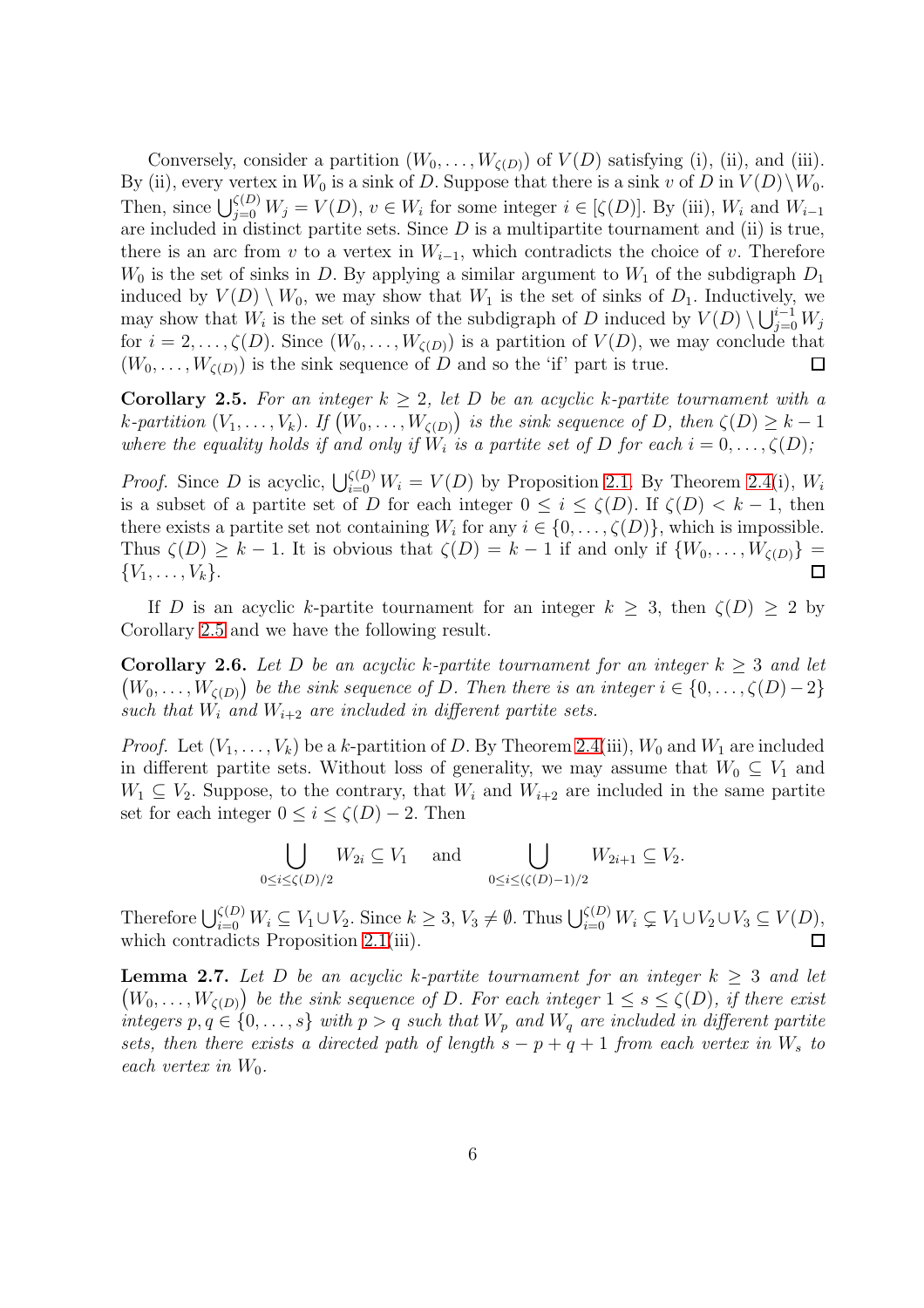Conversely, consider a partition $(W_0, \ldots, W_{\zeta(D)})$ of $V(D)$ satisfying (i), (ii), and (iii). By (ii), every vertex in $W_0$ is a sink of $D$. Suppose that there is a sink $v$ of $D$ in $V(D) \setminus W_0$. Then, since $\bigcup_{j=0}^{\zeta(D)} W_j = V(D)$, $v \in W_i$ for some integer $i \in [\zeta(D)]$. By (iii), $W_i$ and $W_{i-1}$ are included in distinct partite sets. Since $D$ is a multipartite tournament and (ii) is true, there is an arc from $v$ to a vertex in $W_{i-1}$, which contradicts the choice of $v$. Therefore $W_0$ is the set of sinks in $D$. By applying a similar argument to $W_1$ of the subdigraph $D_1$ induced by $V(D) \setminus W_0$, we may show that $W_1$ is the set of sinks of $D_1$. Inductively, we may show that $W_i$ is the set of sinks of the subdigraph of $D$ induced by $V(D) \setminus \bigcup_{j=0}^{i-1} W_j$ for $i = 2, \ldots, \zeta(D)$. Since $(W_0, \ldots, W_{\zeta(D)})$ is a partition of $V(D)$, we may conclude that $(W_0, \ldots, W_{\zeta(D)})$ is the sink sequence of $D$ and so the 'if' part is true. □

**Corollary 2.5.** *For an integer $k \geq 2$, let $D$ be an acyclic $k$-partite tournament with a $k$-partition $(V_1, \ldots, V_k)$. If $(W_0, \ldots, W_{\zeta(D)})$ is the sink sequence of $D$, then $\zeta(D) \geq k-1$ where the equality holds if and only if $W_i$ is a partite set of $D$ for each $i = 0, \ldots, \zeta(D)$;*

*Proof.* Since $D$ is acyclic, $\bigcup_{i=0}^{\zeta(D)} W_i = V(D)$ by Proposition 2.1. By Theorem 2.4(i), $W_i$ is a subset of a partite set of $D$ for each integer $0 \leq i \leq \zeta(D)$. If $\zeta(D) < k-1$, then there exists a partite set not containing $W_i$ for any $i \in \{0, \ldots, \zeta(D)\}$, which is impossible. Thus $\zeta(D) \geq k-1$. It is obvious that $\zeta(D) = k-1$ if and only if $\{W_0, \ldots, W_{\zeta(D)}\} = \{V_1, \ldots, V_k\}$. □

If $D$ is an acyclic $k$-partite tournament for an integer $k \geq 3$, then $\zeta(D) \geq 2$ by Corollary 2.5 and we have the following result.

**Corollary 2.6.** *Let $D$ be an acyclic $k$-partite tournament for an integer $k \geq 3$ and let $(W_0, \ldots, W_{\zeta(D)})$ be the sink sequence of $D$. Then there is an integer $i \in \{0, \ldots, \zeta(D)-2\}$ such that $W_i$ and $W_{i+2}$ are included in different partite sets.*

*Proof.* Let $(V_1, \ldots, V_k)$ be a $k$-partition of $D$. By Theorem 2.4(iii), $W_0$ and $W_1$ are included in different partite sets. Without loss of generality, we may assume that $W_0 \subseteq V_1$ and $W_1 \subseteq V_2$. Suppose, to the contrary, that $W_i$ and $W_{i+2}$ are included in the same partite set for each integer $0 \leq i \leq \zeta(D)-2$. Then

$$\bigcup_{0 \leq i \leq \zeta(D)/2} W_{2i} \subseteq V_1 \quad \text{and} \quad \bigcup_{0 \leq i \leq (\zeta(D)-1)/2} W_{2i+1} \subseteq V_2.$$

Therefore $\bigcup_{i=0}^{\zeta(D)} W_i \subseteq V_1 \cup V_2$. Since $k \geq 3$, $V_3 \neq \emptyset$. Thus $\bigcup_{i=0}^{\zeta(D)} W_i \subsetneq V_1 \cup V_2 \cup V_3 \subseteq V(D)$, which contradicts Proposition 2.1(iii). □

**Lemma 2.7.** *Let $D$ be an acyclic $k$-partite tournament for an integer $k \geq 3$ and let $(W_0, \ldots, W_{\zeta(D)})$ be the sink sequence of $D$. For each integer $1 \leq s \leq \zeta(D)$, if there exist integers $p, q \in \{0, \ldots, s\}$ with $p > q$ such that $W_p$ and $W_q$ are included in different partite sets, then there exists a directed path of length $s - p + q + 1$ from each vertex in $W_s$ to each vertex in $W_0$.*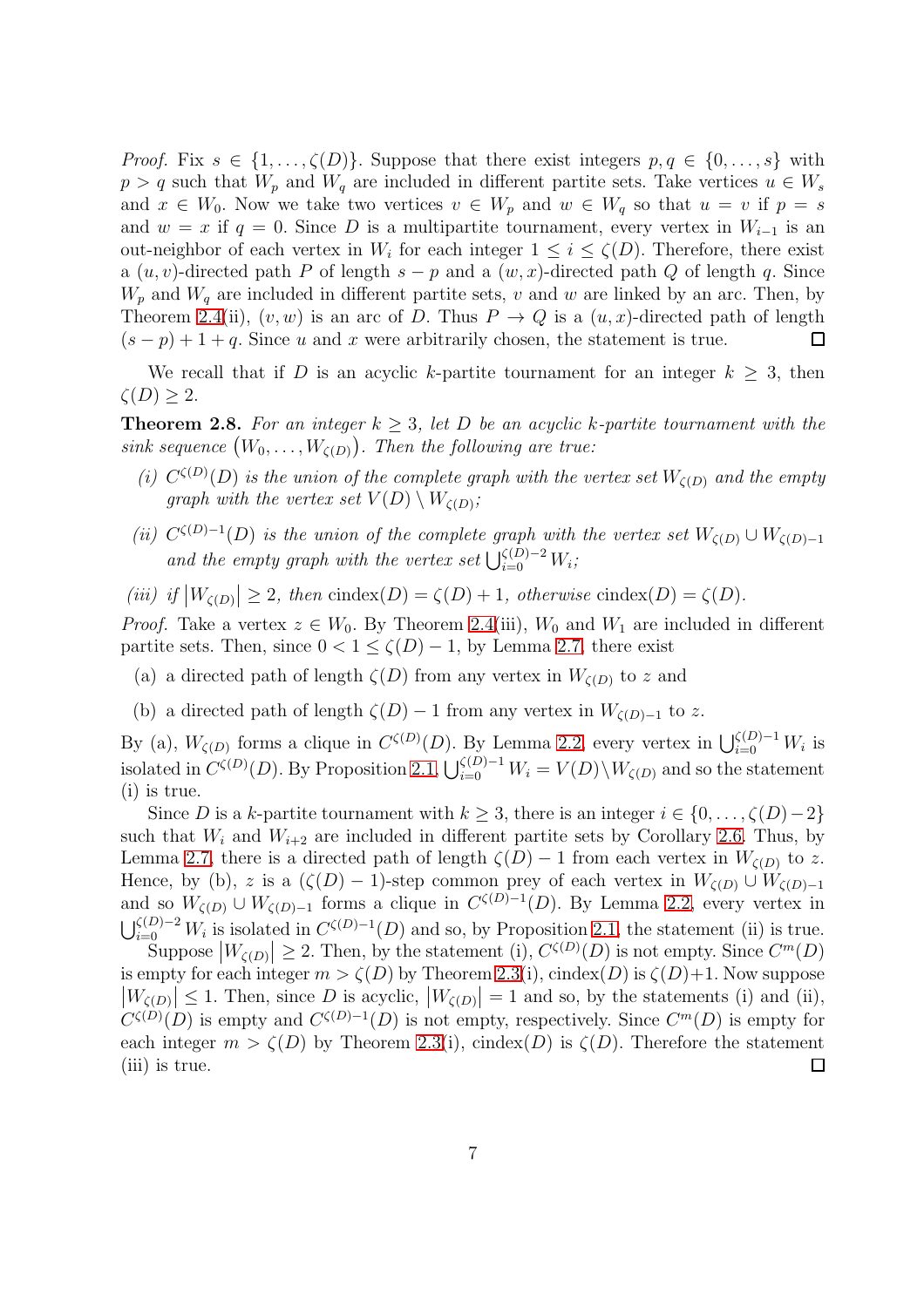*Proof.* Fix $s \in \{1, \dots, \zeta(D)\}$. Suppose that there exist integers $p, q \in \{0, \dots, s\}$ with $p > q$ such that $W_p$ and $W_q$ are included in different partite sets. Take vertices $u \in W_s$ and $x \in W_0$. Now we take two vertices $v \in W_p$ and $w \in W_q$ so that $u = v$ if $p = s$ and $w = x$ if $q = 0$. Since $D$ is a multipartite tournament, every vertex in $W_{i-1}$ is an out-neighbor of each vertex in $W_i$ for each integer $1 \le i \le \zeta(D)$. Therefore, there exist a $(u, v)$-directed path $P$ of length $s - p$ and a $(w, x)$-directed path $Q$ of length $q$. Since $W_p$ and $W_q$ are included in different partite sets, $v$ and $w$ are linked by an arc. Then, by Theorem 2.4(ii), $(v, w)$ is an arc of $D$. Thus $P \to Q$ is a $(u, x)$-directed path of length $(s - p) + 1 + q$. Since $u$ and $x$ were arbitrarily chosen, the statement is true. □

We recall that if $D$ is an acyclic $k$-partite tournament for an integer $k \ge 3$, then $\zeta(D) \ge 2$.

**Theorem 2.8.** *For an integer $k \ge 3$, let $D$ be an acyclic $k$-partite tournament with the sink sequence $\left(W_0, \dots, W_{\zeta(D)}\right)$. Then the following are true:*

*(i) $C^{\zeta(D)}(D)$ is the union of the complete graph with the vertex set $W_{\zeta(D)}$ and the empty graph with the vertex set $V(D) \setminus W_{\zeta(D)}$;*

*(ii) $C^{\zeta(D)-1}(D)$ is the union of the complete graph with the vertex set $W_{\zeta(D)} \cup W_{\zeta(D)-1}$ and the empty graph with the vertex set $\bigcup_{i=0}^{\zeta(D)-2} W_i$;*

*(iii) if $\left|W_{\zeta(D)}\right| \ge 2$, then $\operatorname{cindex}(D) = \zeta(D) + 1$, otherwise $\operatorname{cindex}(D) = \zeta(D)$.*

*Proof.* Take a vertex $z \in W_0$. By Theorem 2.4(iii), $W_0$ and $W_1$ are included in different partite sets. Then, since $0 < 1 \le \zeta(D) - 1$, by Lemma 2.7, there exist

(a) a directed path of length $\zeta(D)$ from any vertex in $W_{\zeta(D)}$ to $z$ and

(b) a directed path of length $\zeta(D) - 1$ from any vertex in $W_{\zeta(D)-1}$ to $z$.

By (a), $W_{\zeta(D)}$ forms a clique in $C^{\zeta(D)}(D)$. By Lemma 2.2, every vertex in $\bigcup_{i=0}^{\zeta(D)-1} W_i$ is isolated in $C^{\zeta(D)}(D)$. By Proposition 2.1, $\bigcup_{i=0}^{\zeta(D)-1} W_i = V(D) \setminus W_{\zeta(D)}$ and so the statement (i) is true.

Since $D$ is a $k$-partite tournament with $k \ge 3$, there is an integer $i \in \{0, \dots, \zeta(D) - 2\}$ such that $W_i$ and $W_{i+2}$ are included in different partite sets by Corollary 2.6. Thus, by Lemma 2.7, there is a directed path of length $\zeta(D) - 1$ from each vertex in $W_{\zeta(D)}$ to $z$. Hence, by (b), $z$ is a $(\zeta(D) - 1)$-step common prey of each vertex in $W_{\zeta(D)} \cup W_{\zeta(D)-1}$ and so $W_{\zeta(D)} \cup W_{\zeta(D)-1}$ forms a clique in $C^{\zeta(D)-1}(D)$. By Lemma 2.2, every vertex in $\bigcup_{i=0}^{\zeta(D)-2} W_i$ is isolated in $C^{\zeta(D)-1}(D)$ and so, by Proposition 2.1, the statement (ii) is true.

Suppose $\left|W_{\zeta(D)}\right| \ge 2$. Then, by the statement (i), $C^{\zeta(D)}(D)$ is not empty. Since $C^m(D)$ is empty for each integer $m > \zeta(D)$ by Theorem 2.3(i), $\operatorname{cindex}(D)$ is $\zeta(D)+1$. Now suppose $\left|W_{\zeta(D)}\right| \le 1$. Then, since $D$ is acyclic, $\left|W_{\zeta(D)}\right| = 1$ and so, by the statements (i) and (ii), $C^{\zeta(D)}(D)$ is empty and $C^{\zeta(D)-1}(D)$ is not empty, respectively. Since $C^m(D)$ is empty for each integer $m > \zeta(D)$ by Theorem 2.3(i), $\operatorname{cindex}(D)$ is $\zeta(D)$. Therefore the statement (iii) is true. □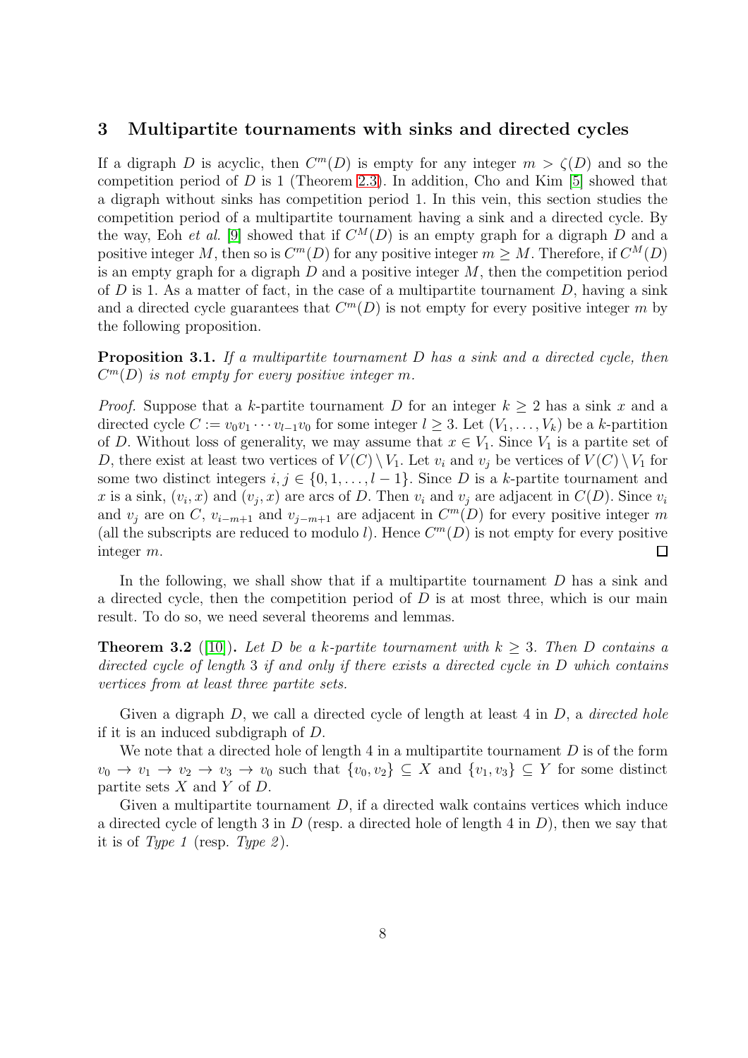## 3 Multipartite tournaments with sinks and directed cycles

If a digraph $D$ is acyclic, then $C^m(D)$ is empty for any integer $m > \zeta(D)$ and so the competition period of $D$ is 1 (Theorem 2.3). In addition, Cho and Kim [5] showed that a digraph without sinks has competition period 1. In this vein, this section studies the competition period of a multipartite tournament having a sink and a directed cycle. By the way, Eoh *et al.* [9] showed that if $C^M(D)$ is an empty graph for a digraph $D$ and a positive integer $M$, then so is $C^m(D)$ for any positive integer $m \geq M$. Therefore, if $C^M(D)$ is an empty graph for a digraph $D$ and a positive integer $M$, then the competition period of $D$ is 1. As a matter of fact, in the case of a multipartite tournament $D$, having a sink and a directed cycle guarantees that $C^m(D)$ is not empty for every positive integer $m$ by the following proposition.

**Proposition 3.1.** *If a multipartite tournament $D$ has a sink and a directed cycle, then $C^m(D)$ is not empty for every positive integer $m$.*

*Proof.* Suppose that a $k$-partite tournament $D$ for an integer $k \geq 2$ has a sink $x$ and a directed cycle $C := v_0 v_1 \cdots v_{l-1} v_0$ for some integer $l \geq 3$. Let $(V_1, \ldots, V_k)$ be a $k$-partition of $D$. Without loss of generality, we may assume that $x \in V_1$. Since $V_1$ is a partite set of $D$, there exist at least two vertices of $V(C) \setminus V_1$. Let $v_i$ and $v_j$ be vertices of $V(C) \setminus V_1$ for some two distinct integers $i, j \in \{0, 1, \ldots, l-1\}$. Since $D$ is a $k$-partite tournament and $x$ is a sink, $(v_i, x)$ and $(v_j, x)$ are arcs of $D$. Then $v_i$ and $v_j$ are adjacent in $C(D)$. Since $v_i$ and $v_j$ are on $C$, $v_{i-m+1}$ and $v_{j-m+1}$ are adjacent in $C^m(D)$ for every positive integer $m$ (all the subscripts are reduced to modulo $l$). Hence $C^m(D)$ is not empty for every positive integer $m$. $\square$

In the following, we shall show that if a multipartite tournament $D$ has a sink and a directed cycle, then the competition period of $D$ is at most three, which is our main result. To do so, we need several theorems and lemmas.

**Theorem 3.2** ([10])**.** *Let $D$ be a $k$-partite tournament with $k \geq 3$. Then $D$ contains a directed cycle of length 3 if and only if there exists a directed cycle in $D$ which contains vertices from at least three partite sets.*

Given a digraph $D$, we call a directed cycle of length at least 4 in $D$, a *directed hole* if it is an induced subdigraph of $D$.

We note that a directed hole of length 4 in a multipartite tournament $D$ is of the form $v_0 \to v_1 \to v_2 \to v_3 \to v_0$ such that $\{v_0, v_2\} \subseteq X$ and $\{v_1, v_3\} \subseteq Y$ for some distinct partite sets $X$ and $Y$ of $D$.

Given a multipartite tournament $D$, if a directed walk contains vertices which induce a directed cycle of length 3 in $D$ (resp. a directed hole of length 4 in $D$), then we say that it is of *Type 1* (resp. *Type 2*).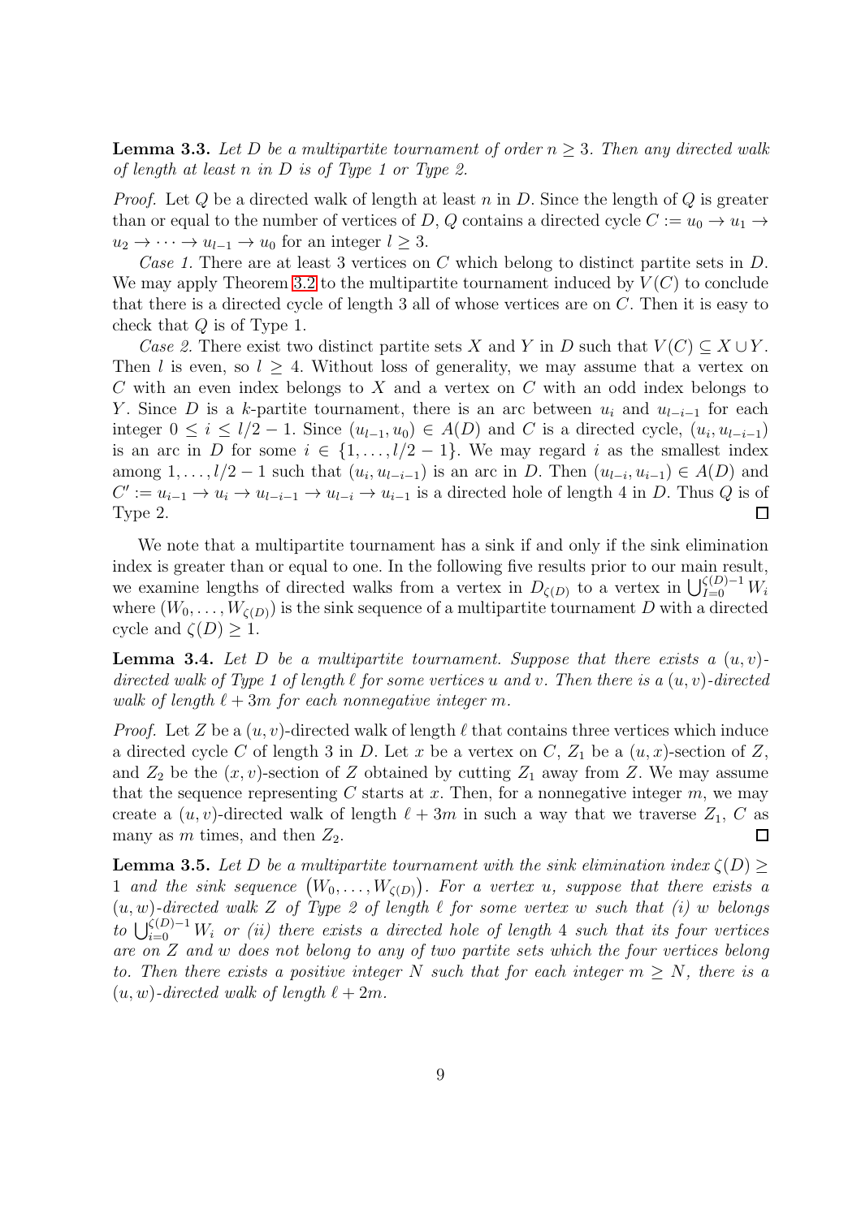**Lemma 3.3.** *Let $D$ be a multipartite tournament of order $n \geq 3$. Then any directed walk of length at least $n$ in $D$ is of Type 1 or Type 2.*

*Proof.* Let $Q$ be a directed walk of length at least $n$ in $D$. Since the length of $Q$ is greater than or equal to the number of vertices of $D$, $Q$ contains a directed cycle $C := u_0 \to u_1 \to u_2 \to \cdots \to u_{l-1} \to u_0$ for an integer $l \geq 3$.

*Case 1.* There are at least 3 vertices on $C$ which belong to distinct partite sets in $D$. We may apply Theorem 3.2 to the multipartite tournament induced by $V(C)$ to conclude that there is a directed cycle of length 3 all of whose vertices are on $C$. Then it is easy to check that $Q$ is of Type 1.

*Case 2.* There exist two distinct partite sets $X$ and $Y$ in $D$ such that $V(C) \subseteq X \cup Y$. Then $l$ is even, so $l \geq 4$. Without loss of generality, we may assume that a vertex on $C$ with an even index belongs to $X$ and a vertex on $C$ with an odd index belongs to $Y$. Since $D$ is a $k$-partite tournament, there is an arc between $u_i$ and $u_{l-i-1}$ for each integer $0 \leq i \leq l/2 - 1$. Since $(u_{l-1}, u_0) \in A(D)$ and $C$ is a directed cycle, $(u_i, u_{l-i-1})$ is an arc in $D$ for some $i \in \{1, \ldots, l/2 - 1\}$. We may regard $i$ as the smallest index among $1, \ldots, l/2 - 1$ such that $(u_i, u_{l-i-1})$ is an arc in $D$. Then $(u_{l-i}, u_{i-1}) \in A(D)$ and $C' := u_{i-1} \to u_i \to u_{l-i-1} \to u_{l-i} \to u_{i-1}$ is a directed hole of length 4 in $D$. Thus $Q$ is of Type 2. $\square$

We note that a multipartite tournament has a sink if and only if the sink elimination index is greater than or equal to one. In the following five results prior to our main result, we examine lengths of directed walks from a vertex in $D_{\zeta(D)}$ to a vertex in $\bigcup_{l=0}^{\zeta(D)-1} W_i$ where $(W_0, \ldots, W_{\zeta(D)})$ is the sink sequence of a multipartite tournament $D$ with a directed cycle and $\zeta(D) \geq 1$.

**Lemma 3.4.** *Let $D$ be a multipartite tournament. Suppose that there exists a $(u, v)$-directed walk of Type 1 of length $\ell$ for some vertices $u$ and $v$. Then there is a $(u, v)$-directed walk of length $\ell + 3m$ for each nonnegative integer $m$.*

*Proof.* Let $Z$ be a $(u, v)$-directed walk of length $\ell$ that contains three vertices which induce a directed cycle $C$ of length 3 in $D$. Let $x$ be a vertex on $C$, $Z_1$ be a $(u, x)$-section of $Z$, and $Z_2$ be the $(x, v)$-section of $Z$ obtained by cutting $Z_1$ away from $Z$. We may assume that the sequence representing $C$ starts at $x$. Then, for a nonnegative integer $m$, we may create a $(u, v)$-directed walk of length $\ell + 3m$ in such a way that we traverse $Z_1$, $C$ as many as $m$ times, and then $Z_2$. $\square$

**Lemma 3.5.** *Let $D$ be a multipartite tournament with the sink elimination index $\zeta(D) \geq 1$ and the sink sequence $(W_0, \ldots, W_{\zeta(D)})$. For a vertex $u$, suppose that there exists a $(u, w)$-directed walk $Z$ of Type 2 of length $\ell$ for some vertex $w$ such that (i) $w$ belongs to $\bigcup_{i=0}^{\zeta(D)-1} W_i$ or (ii) there exists a directed hole of length 4 such that its four vertices are on $Z$ and $w$ does not belong to any of two partite sets which the four vertices belong to. Then there exists a positive integer $N$ such that for each integer $m \geq N$, there is a $(u, w)$-directed walk of length $\ell + 2m$.*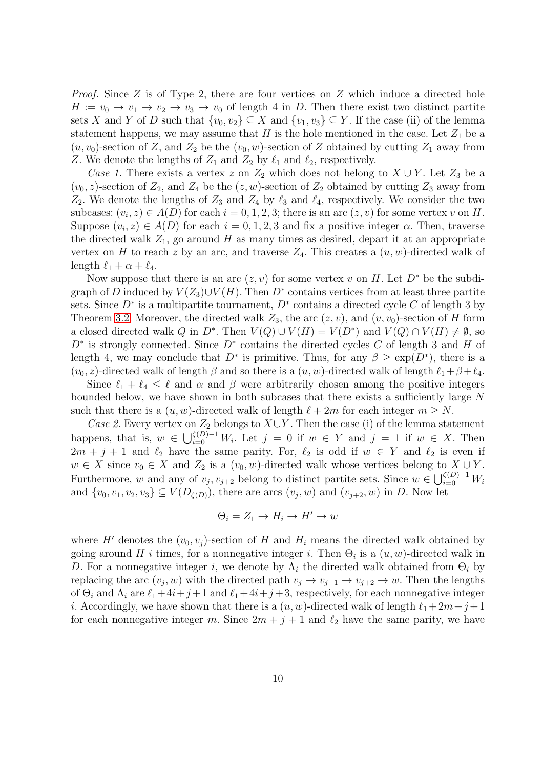*Proof.* Since $Z$ is of Type 2, there are four vertices on $Z$ which induce a directed hole $H := v_0 \to v_1 \to v_2 \to v_3 \to v_0$ of length 4 in $D$. Then there exist two distinct partite sets $X$ and $Y$ of $D$ such that $\{v_0, v_2\} \subseteq X$ and $\{v_1, v_3\} \subseteq Y$. If the case (ii) of the lemma statement happens, we may assume that $H$ is the hole mentioned in the case. Let $Z_1$ be a $(u, v_0)$-section of $Z$, and $Z_2$ be the $(v_0, w)$-section of $Z$ obtained by cutting $Z_1$ away from $Z$. We denote the lengths of $Z_1$ and $Z_2$ by $\ell_1$ and $\ell_2$, respectively.

*Case 1.* There exists a vertex $z$ on $Z_2$ which does not belong to $X \cup Y$. Let $Z_3$ be a $(v_0, z)$-section of $Z_2$, and $Z_4$ be the $(z, w)$-section of $Z_2$ obtained by cutting $Z_3$ away from $Z_2$. We denote the lengths of $Z_3$ and $Z_4$ by $\ell_3$ and $\ell_4$, respectively. We consider the two subcases: $(v_i, z) \in A(D)$ for each $i = 0, 1, 2, 3$; there is an arc $(z, v)$ for some vertex $v$ on $H$. Suppose $(v_i, z) \in A(D)$ for each $i = 0, 1, 2, 3$ and fix a positive integer $\alpha$. Then, traverse the directed walk $Z_1$, go around $H$ as many times as desired, depart it at an appropriate vertex on $H$ to reach $z$ by an arc, and traverse $Z_4$. This creates a $(u, w)$-directed walk of length $\ell_1 + \alpha + \ell_4$.

Now suppose that there is an arc $(z, v)$ for some vertex $v$ on $H$. Let $D^*$ be the subdigraph of $D$ induced by $V(Z_3) \cup V(H)$. Then $D^*$ contains vertices from at least three partite sets. Since $D^*$ is a multipartite tournament, $D^*$ contains a directed cycle $C$ of length 3 by Theorem 3.2. Moreover, the directed walk $Z_3$, the arc $(z, v)$, and $(v, v_0)$-section of $H$ form a closed directed walk $Q$ in $D^*$. Then $V(Q) \cup V(H) = V(D^*)$ and $V(Q) \cap V(H) \neq \emptyset$, so $D^*$ is strongly connected. Since $D^*$ contains the directed cycles $C$ of length 3 and $H$ of length 4, we may conclude that $D^*$ is primitive. Thus, for any $\beta \geq \exp(D^*)$, there is a $(v_0, z)$-directed walk of length $\beta$ and so there is a $(u, w)$-directed walk of length $\ell_1 + \beta + \ell_4$.

Since $\ell_1 + \ell_4 \leq \ell$ and $\alpha$ and $\beta$ were arbitrarily chosen among the positive integers bounded below, we have shown in both subcases that there exists a sufficiently large $N$ such that there is a $(u, w)$-directed walk of length $\ell + 2m$ for each integer $m \geq N$.

*Case 2.* Every vertex on $Z_2$ belongs to $X \cup Y$. Then the case (i) of the lemma statement happens, that is, $w \in \bigcup_{i=0}^{\zeta(D)-1} W_i$. Let $j = 0$ if $w \in Y$ and $j = 1$ if $w \in X$. Then $2m + j + 1$ and $\ell_2$ have the same parity. For, $\ell_2$ is odd if $w \in Y$ and $\ell_2$ is even if $w \in X$ since $v_0 \in X$ and $Z_2$ is a $(v_0, w)$-directed walk whose vertices belong to $X \cup Y$. Furthermore, $w$ and any of $v_j, v_{j+2}$ belong to distinct partite sets. Since $w \in \bigcup_{i=0}^{\zeta(D)-1} W_i$ and $\{v_0, v_1, v_2, v_3\} \subseteq V(D_{\zeta(D)})$, there are arcs $(v_j, w)$ and $(v_{j+2}, w)$ in $D$. Now let

$$\Theta_i = Z_1 \to H_i \to H' \to w$$

where $H'$ denotes the $(v_0, v_j)$-section of $H$ and $H_i$ means the directed walk obtained by going around $H$ $i$ times, for a nonnegative integer $i$. Then $\Theta_i$ is a $(u, w)$-directed walk in $D$. For a nonnegative integer $i$, we denote by $\Lambda_i$ the directed walk obtained from $\Theta_i$ by replacing the arc $(v_j, w)$ with the directed path $v_j \to v_{j+1} \to v_{j+2} \to w$. Then the lengths of $\Theta_i$ and $\Lambda_i$ are $\ell_1 + 4i + j + 1$ and $\ell_1 + 4i + j + 3$, respectively, for each nonnegative integer $i$. Accordingly, we have shown that there is a $(u, w)$-directed walk of length $\ell_1 + 2m + j + 1$ for each nonnegative integer $m$. Since $2m + j + 1$ and $\ell_2$ have the same parity, we have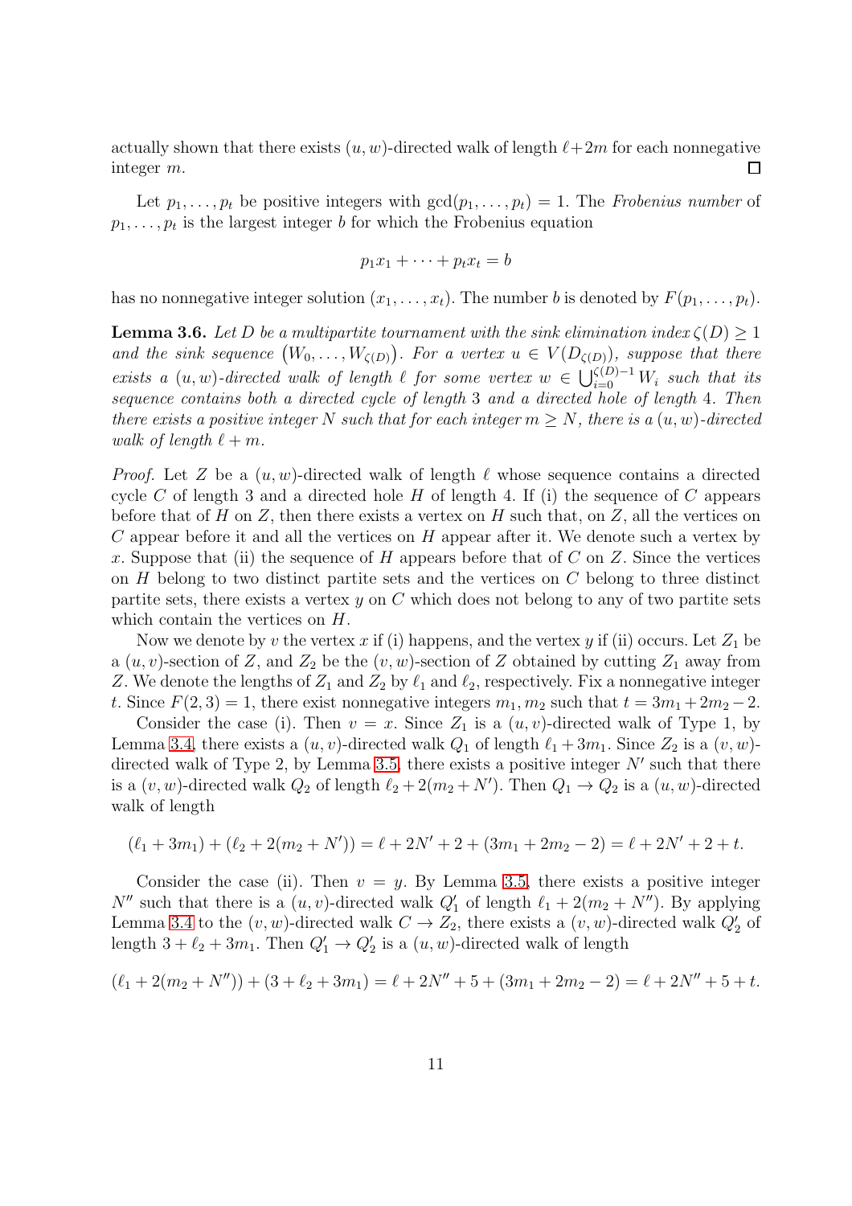actually shown that there exists $(u, w)$-directed walk of length $\ell + 2m$ for each nonnegative integer $m$. □

Let $p_1, \ldots, p_t$ be positive integers with $\gcd(p_1, \ldots, p_t) = 1$. The *Frobenius number* of $p_1, \ldots, p_t$ is the largest integer $b$ for which the Frobenius equation

$$p_1 x_1 + \cdots + p_t x_t = b$$

has no nonnegative integer solution $(x_1, \ldots, x_t)$. The number $b$ is denoted by $F(p_1, \ldots, p_t)$.

**Lemma 3.6.** *Let $D$ be a multipartite tournament with the sink elimination index $\zeta(D) \geq 1$ and the sink sequence $\left(W_0, \ldots, W_{\zeta(D)}\right)$. For a vertex $u \in V(D_{\zeta(D)})$, suppose that there exists a $(u, w)$-directed walk of length $\ell$ for some vertex $w \in \bigcup_{i=0}^{\zeta(D)-1} W_i$ such that its sequence contains both a directed cycle of length 3 and a directed hole of length 4. Then there exists a positive integer $N$ such that for each integer $m \geq N$, there is a $(u, w)$-directed walk of length $\ell + m$.*

*Proof.* Let $Z$ be a $(u, w)$-directed walk of length $\ell$ whose sequence contains a directed cycle $C$ of length 3 and a directed hole $H$ of length 4. If (i) the sequence of $C$ appears before that of $H$ on $Z$, then there exists a vertex on $H$ such that, on $Z$, all the vertices on $C$ appear before it and all the vertices on $H$ appear after it. We denote such a vertex by $x$. Suppose that (ii) the sequence of $H$ appears before that of $C$ on $Z$. Since the vertices on $H$ belong to two distinct partite sets and the vertices on $C$ belong to three distinct partite sets, there exists a vertex $y$ on $C$ which does not belong to any of two partite sets which contain the vertices on $H$.

Now we denote by $v$ the vertex $x$ if (i) happens, and the vertex $y$ if (ii) occurs. Let $Z_1$ be a $(u, v)$-section of $Z$, and $Z_2$ be the $(v, w)$-section of $Z$ obtained by cutting $Z_1$ away from $Z$. We denote the lengths of $Z_1$ and $Z_2$ by $\ell_1$ and $\ell_2$, respectively. Fix a nonnegative integer $t$. Since $F(2, 3) = 1$, there exist nonnegative integers $m_1, m_2$ such that $t = 3m_1 + 2m_2 - 2$.

Consider the case (i). Then $v = x$. Since $Z_1$ is a $(u, v)$-directed walk of Type 1, by Lemma 3.4, there exists a $(u, v)$-directed walk $Q_1$ of length $\ell_1 + 3m_1$. Since $Z_2$ is a $(v, w)$-directed walk of Type 2, by Lemma 3.5, there exists a positive integer $N'$ such that there is a $(v, w)$-directed walk $Q_2$ of length $\ell_2 + 2(m_2 + N')$. Then $Q_1 \to Q_2$ is a $(u, w)$-directed walk of length

$$(\ell_1 + 3m_1) + (\ell_2 + 2(m_2 + N')) = \ell + 2N' + 2 + (3m_1 + 2m_2 - 2) = \ell + 2N' + 2 + t.$$

Consider the case (ii). Then $v = y$. By Lemma 3.5, there exists a positive integer $N''$ such that there is a $(u, v)$-directed walk $Q'_1$ of length $\ell_1 + 2(m_2 + N'')$. By applying Lemma 3.4 to the $(v, w)$-directed walk $C \to Z_2$, there exists a $(v, w)$-directed walk $Q'_2$ of length $3 + \ell_2 + 3m_1$. Then $Q'_1 \to Q'_2$ is a $(u, w)$-directed walk of length

$$(\ell_1 + 2(m_2 + N'')) + (3 + \ell_2 + 3m_1) = \ell + 2N'' + 5 + (3m_1 + 2m_2 - 2) = \ell + 2N'' + 5 + t.$$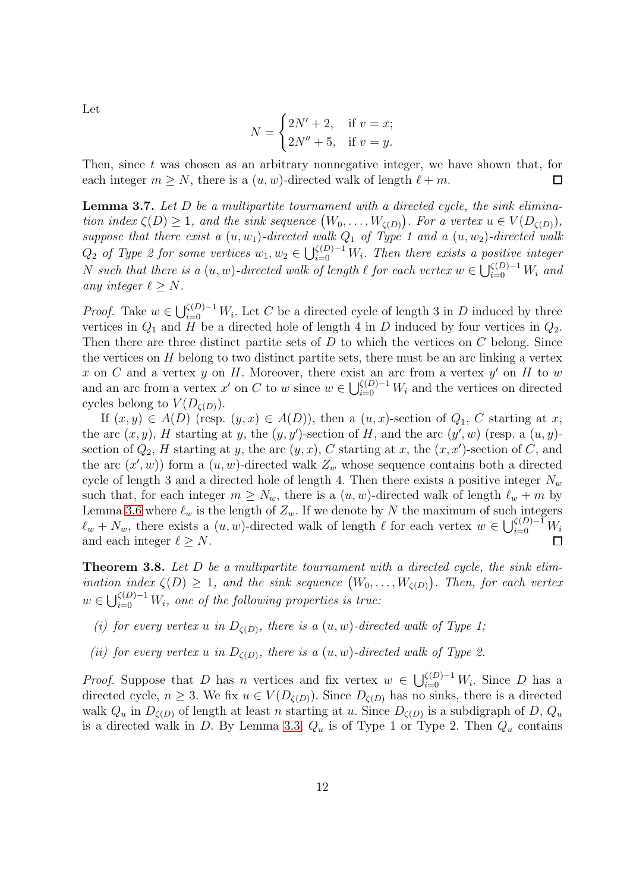Let

$$N = \begin{cases} 2N' + 2, & \text{if } v = x; \\ 2N'' + 5, & \text{if } v = y. \end{cases}$$

Then, since $t$ was chosen as an arbitrary nonnegative integer, we have shown that, for each integer $m \geq N$, there is a $(u, w)$-directed walk of length $\ell + m$. $\square$

**Lemma 3.7.** *Let $D$ be a multipartite tournament with a directed cycle, the sink elimination index $\zeta(D) \geq 1$, and the sink sequence $\left(W_0, \ldots, W_{\zeta(D)}\right)$. For a vertex $u \in V(D_{\zeta(D)})$, suppose that there exist a $(u, w_1)$-directed walk $Q_1$ of Type 1 and a $(u, w_2)$-directed walk $Q_2$ of Type 2 for some vertices $w_1, w_2 \in \bigcup_{i=0}^{\zeta(D)-1} W_i$. Then there exists a positive integer $N$ such that there is a $(u, w)$-directed walk of length $\ell$ for each vertex $w \in \bigcup_{i=0}^{\zeta(D)-1} W_i$ and any integer $\ell \geq N$.*

*Proof.* Take $w \in \bigcup_{i=0}^{\zeta(D)-1} W_i$. Let $C$ be a directed cycle of length 3 in $D$ induced by three vertices in $Q_1$ and $H$ be a directed hole of length 4 in $D$ induced by four vertices in $Q_2$. Then there are three distinct partite sets of $D$ to which the vertices on $C$ belong. Since the vertices on $H$ belong to two distinct partite sets, there must be an arc linking a vertex $x$ on $C$ and a vertex $y$ on $H$. Moreover, there exist an arc from a vertex $y'$ on $H$ to $w$ and an arc from a vertex $x'$ on $C$ to $w$ since $w \in \bigcup_{i=0}^{\zeta(D)-1} W_i$ and the vertices on directed cycles belong to $V(D_{\zeta(D)})$.

If $(x, y) \in A(D)$ (resp. $(y, x) \in A(D)$), then a $(u, x)$-section of $Q_1$, $C$ starting at $x$, the arc $(x, y)$, $H$ starting at $y$, the $(y, y')$-section of $H$, and the arc $(y', w)$ (resp. a $(u, y)$-section of $Q_2$, $H$ starting at $y$, the arc $(y, x)$, $C$ starting at $x$, the $(x, x')$-section of $C$, and the arc $(x', w)$) form a $(u, w)$-directed walk $Z_w$ whose sequence contains both a directed cycle of length 3 and a directed hole of length 4. Then there exists a positive integer $N_w$ such that, for each integer $m \geq N_w$, there is a $(u, w)$-directed walk of length $\ell_w + m$ by Lemma 3.6 where $\ell_w$ is the length of $Z_w$. If we denote by $N$ the maximum of such integers $\ell_w + N_w$, there exists a $(u, w)$-directed walk of length $\ell$ for each vertex $w \in \bigcup_{i=0}^{\zeta(D)-1} W_i$ and each integer $\ell \geq N$. $\square$

**Theorem 3.8.** *Let $D$ be a multipartite tournament with a directed cycle, the sink elimination index $\zeta(D) \geq 1$, and the sink sequence $\left(W_0, \ldots, W_{\zeta(D)}\right)$. Then, for each vertex $w \in \bigcup_{i=0}^{\zeta(D)-1} W_i$, one of the following properties is true:*

*(i) for every vertex $u$ in $D_{\zeta(D)}$, there is a $(u, w)$-directed walk of Type 1;*

*(ii) for every vertex $u$ in $D_{\zeta(D)}$, there is a $(u, w)$-directed walk of Type 2.*

*Proof.* Suppose that $D$ has $n$ vertices and fix vertex $w \in \bigcup_{i=0}^{\zeta(D)-1} W_i$. Since $D$ has a directed cycle, $n \geq 3$. We fix $u \in V(D_{\zeta(D)})$. Since $D_{\zeta(D)}$ has no sinks, there is a directed walk $Q_u$ in $D_{\zeta(D)}$ of length at least $n$ starting at $u$. Since $D_{\zeta(D)}$ is a subdigraph of $D$, $Q_u$ is a directed walk in $D$. By Lemma 3.3, $Q_u$ is of Type 1 or Type 2. Then $Q_u$ contains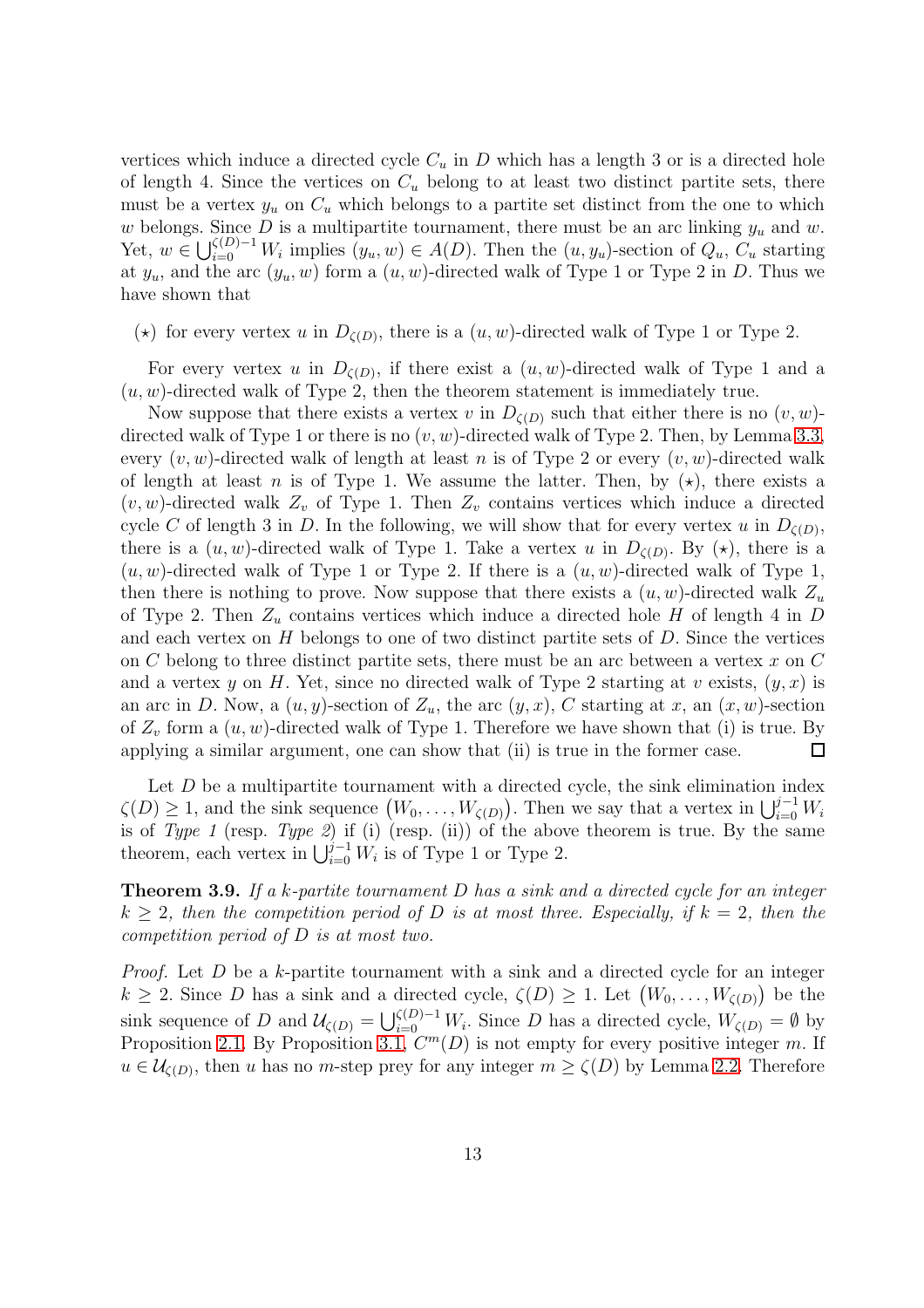vertices which induce a directed cycle $C_u$ in $D$ which has a length 3 or is a directed hole of length 4. Since the vertices on $C_u$ belong to at least two distinct partite sets, there must be a vertex $y_u$ on $C_u$ which belongs to a partite set distinct from the one to which $w$ belongs. Since $D$ is a multipartite tournament, there must be an arc linking $y_u$ and $w$. Yet, $w \in \bigcup_{i=0}^{\zeta(D)-1} W_i$ implies $(y_u, w) \in A(D)$. Then the $(u, y_u)$-section of $Q_u$, $C_u$ starting at $y_u$, and the arc $(y_u, w)$ form a $(u, w)$-directed walk of Type 1 or Type 2 in $D$. Thus we have shown that

($\star$) for every vertex $u$ in $D_{\zeta(D)}$, there is a $(u, w)$-directed walk of Type 1 or Type 2.

For every vertex $u$ in $D_{\zeta(D)}$, if there exist a $(u, w)$-directed walk of Type 1 and a $(u, w)$-directed walk of Type 2, then the theorem statement is immediately true.

Now suppose that there exists a vertex $v$ in $D_{\zeta(D)}$ such that either there is no $(v, w)$-directed walk of Type 1 or there is no $(v, w)$-directed walk of Type 2. Then, by Lemma 3.3, every $(v, w)$-directed walk of length at least $n$ is of Type 2 or every $(v, w)$-directed walk of length at least $n$ is of Type 1. We assume the latter. Then, by ($\star$), there exists a $(v, w)$-directed walk $Z_v$ of Type 1. Then $Z_v$ contains vertices which induce a directed cycle $C$ of length 3 in $D$. In the following, we will show that for every vertex $u$ in $D_{\zeta(D)}$, there is a $(u, w)$-directed walk of Type 1. Take a vertex $u$ in $D_{\zeta(D)}$. By ($\star$), there is a $(u, w)$-directed walk of Type 1 or Type 2. If there is a $(u, w)$-directed walk of Type 1, then there is nothing to prove. Now suppose that there exists a $(u, w)$-directed walk $Z_u$ of Type 2. Then $Z_u$ contains vertices which induce a directed hole $H$ of length 4 in $D$ and each vertex on $H$ belongs to one of two distinct partite sets of $D$. Since the vertices on $C$ belong to three distinct partite sets, there must be an arc between a vertex $x$ on $C$ and a vertex $y$ on $H$. Yet, since no directed walk of Type 2 starting at $v$ exists, $(y, x)$ is an arc in $D$. Now, a $(u, y)$-section of $Z_u$, the arc $(y, x)$, $C$ starting at $x$, an $(x, w)$-section of $Z_v$ form a $(u, w)$-directed walk of Type 1. Therefore we have shown that (i) is true. By applying a similar argument, one can show that (ii) is true in the former case. $\square$

Let $D$ be a multipartite tournament with a directed cycle, the sink elimination index $\zeta(D) \geq 1$, and the sink sequence $\left(W_0, \ldots, W_{\zeta(D)}\right)$. Then we say that a vertex in $\bigcup_{i=0}^{j-1} W_i$ is of *Type 1* (resp. *Type 2*) if (i) (resp. (ii)) of the above theorem is true. By the same theorem, each vertex in $\bigcup_{i=0}^{j-1} W_i$ is of Type 1 or Type 2.

**Theorem 3.9.** *If a $k$-partite tournament $D$ has a sink and a directed cycle for an integer $k \geq 2$, then the competition period of $D$ is at most three. Especially, if $k = 2$, then the competition period of $D$ is at most two.*

*Proof.* Let $D$ be a $k$-partite tournament with a sink and a directed cycle for an integer $k \geq 2$. Since $D$ has a sink and a directed cycle, $\zeta(D) \geq 1$. Let $\left(W_0, \ldots, W_{\zeta(D)}\right)$ be the sink sequence of $D$ and $\mathcal{U}_{\zeta(D)} = \bigcup_{i=0}^{\zeta(D)-1} W_i$. Since $D$ has a directed cycle, $W_{\zeta(D)} = \emptyset$ by Proposition 2.1. By Proposition 3.1, $C^m(D)$ is not empty for every positive integer $m$. If $u \in \mathcal{U}_{\zeta(D)}$, then $u$ has no $m$-step prey for any integer $m \geq \zeta(D)$ by Lemma 2.2. Therefore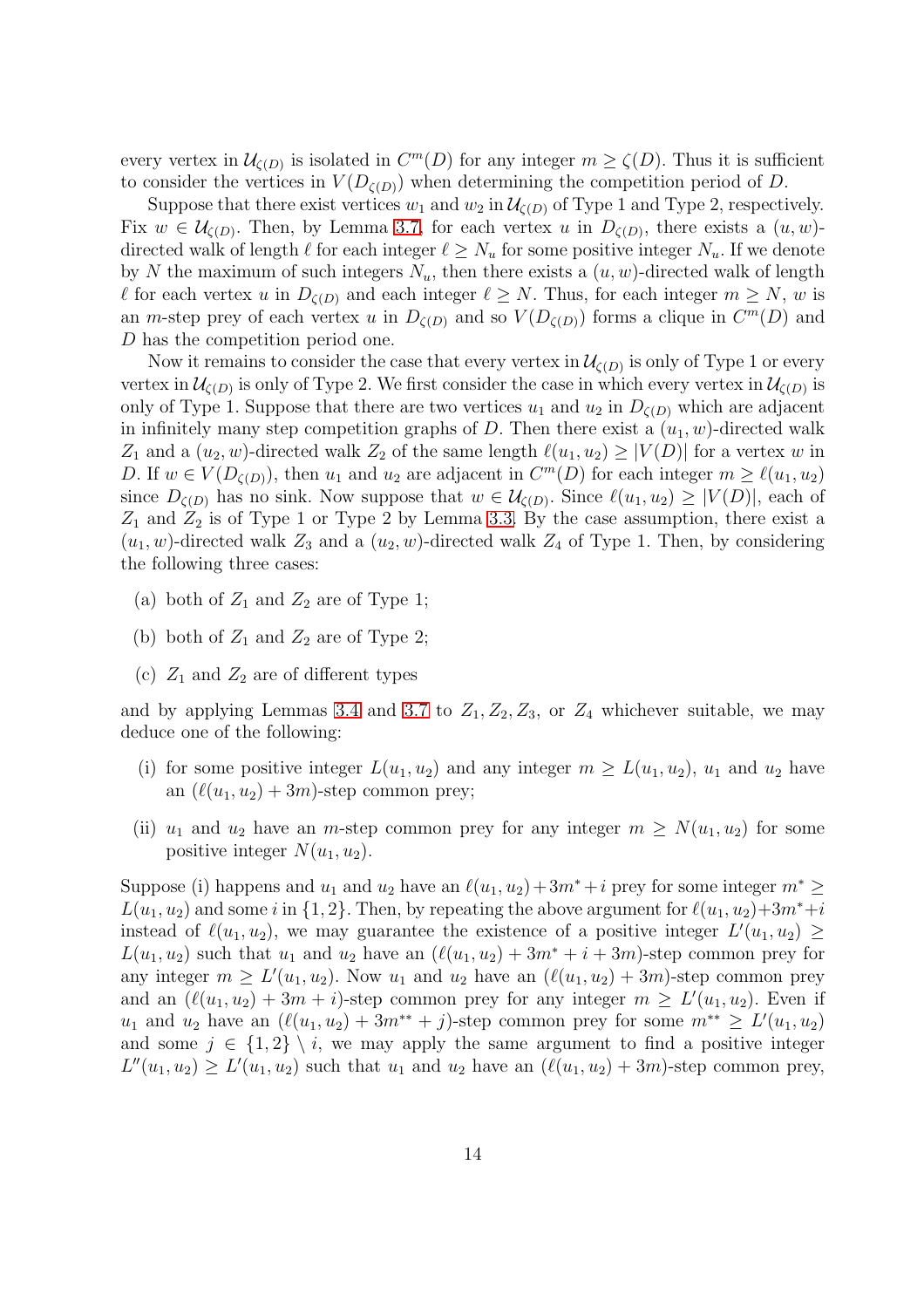every vertex in $\mathcal{U}_{\zeta(D)}$ is isolated in $C^m(D)$ for any integer $m \geq \zeta(D)$. Thus it is sufficient to consider the vertices in $V(D_{\zeta(D)})$ when determining the competition period of $D$.

Suppose that there exist vertices $w_1$ and $w_2$ in $\mathcal{U}_{\zeta(D)}$ of Type 1 and Type 2, respectively. Fix $w \in \mathcal{U}_{\zeta(D)}$. Then, by Lemma 3.7, for each vertex $u$ in $D_{\zeta(D)}$, there exists a $(u, w)$-directed walk of length $\ell$ for each integer $\ell \geq N_u$ for some positive integer $N_u$. If we denote by $N$ the maximum of such integers $N_u$, then there exists a $(u, w)$-directed walk of length $\ell$ for each vertex $u$ in $D_{\zeta(D)}$ and each integer $\ell \geq N$. Thus, for each integer $m \geq N$, $w$ is an $m$-step prey of each vertex $u$ in $D_{\zeta(D)}$ and so $V(D_{\zeta(D)})$ forms a clique in $C^m(D)$ and $D$ has the competition period one.

Now it remains to consider the case that every vertex in $\mathcal{U}_{\zeta(D)}$ is only of Type 1 or every vertex in $\mathcal{U}_{\zeta(D)}$ is only of Type 2. We first consider the case in which every vertex in $\mathcal{U}_{\zeta(D)}$ is only of Type 1. Suppose that there are two vertices $u_1$ and $u_2$ in $D_{\zeta(D)}$ which are adjacent in infinitely many step competition graphs of $D$. Then there exist a $(u_1, w)$-directed walk $Z_1$ and a $(u_2, w)$-directed walk $Z_2$ of the same length $\ell(u_1, u_2) \geq |V(D)|$ for a vertex $w$ in $D$. If $w \in V(D_{\zeta(D)})$, then $u_1$ and $u_2$ are adjacent in $C^m(D)$ for each integer $m \geq \ell(u_1, u_2)$ since $D_{\zeta(D)}$ has no sink. Now suppose that $w \in \mathcal{U}_{\zeta(D)}$. Since $\ell(u_1, u_2) \geq |V(D)|$, each of $Z_1$ and $Z_2$ is of Type 1 or Type 2 by Lemma 3.3. By the case assumption, there exist a $(u_1, w)$-directed walk $Z_3$ and a $(u_2, w)$-directed walk $Z_4$ of Type 1. Then, by considering the following three cases:

(a) both of $Z_1$ and $Z_2$ are of Type 1;

(b) both of $Z_1$ and $Z_2$ are of Type 2;

(c) $Z_1$ and $Z_2$ are of different types

and by applying Lemmas 3.4 and 3.7 to $Z_1, Z_2, Z_3$, or $Z_4$ whichever suitable, we may deduce one of the following:

(i) for some positive integer $L(u_1, u_2)$ and any integer $m \geq L(u_1, u_2)$, $u_1$ and $u_2$ have an $(\ell(u_1, u_2) + 3m)$-step common prey;

(ii) $u_1$ and $u_2$ have an $m$-step common prey for any integer $m \geq N(u_1, u_2)$ for some positive integer $N(u_1, u_2)$.

Suppose (i) happens and $u_1$ and $u_2$ have an $\ell(u_1, u_2) + 3m^* + i$ prey for some integer $m^* \geq L(u_1, u_2)$ and some $i$ in $\{1, 2\}$. Then, by repeating the above argument for $\ell(u_1, u_2) + 3m^* + i$ instead of $\ell(u_1, u_2)$, we may guarantee the existence of a positive integer $L'(u_1, u_2) \geq L(u_1, u_2)$ such that $u_1$ and $u_2$ have an $(\ell(u_1, u_2) + 3m^* + i + 3m)$-step common prey for any integer $m \geq L'(u_1, u_2)$. Now $u_1$ and $u_2$ have an $(\ell(u_1, u_2) + 3m)$-step common prey and an $(\ell(u_1, u_2) + 3m + i)$-step common prey for any integer $m \geq L'(u_1, u_2)$. Even if $u_1$ and $u_2$ have an $(\ell(u_1, u_2) + 3m^{**} + j)$-step common prey for some $m^{**} \geq L'(u_1, u_2)$ and some $j \in \{1, 2\} \setminus i$, we may apply the same argument to find a positive integer $L''(u_1, u_2) \geq L'(u_1, u_2)$ such that $u_1$ and $u_2$ have an $(\ell(u_1, u_2) + 3m)$-step common prey,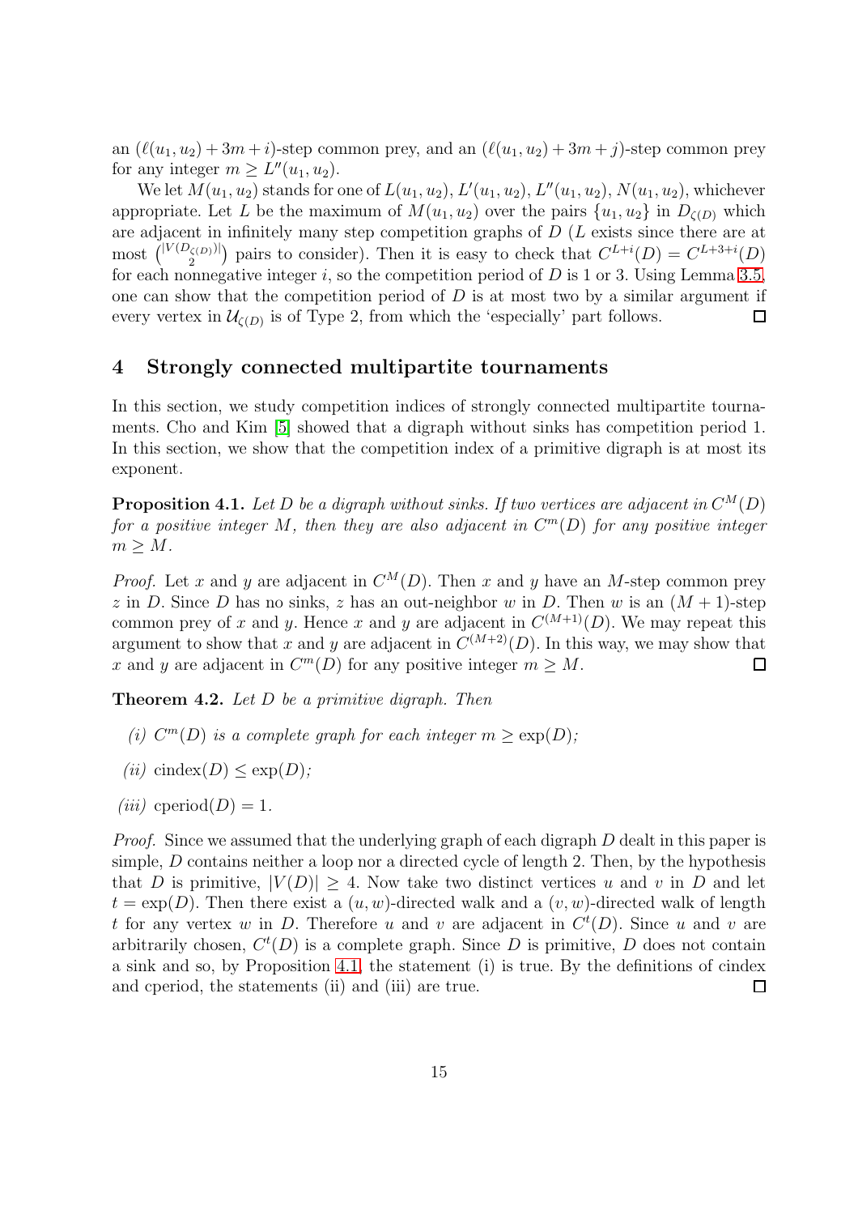an $(\ell(u_1, u_2) + 3m + i)$-step common prey, and an $(\ell(u_1, u_2) + 3m + j)$-step common prey for any integer $m \geq L''(u_1, u_2)$.

We let $M(u_1, u_2)$ stands for one of $L(u_1, u_2)$, $L'(u_1, u_2)$, $L''(u_1, u_2)$, $N(u_1, u_2)$, whichever appropriate. Let $L$ be the maximum of $M(u_1, u_2)$ over the pairs $\{u_1, u_2\}$ in $D_{\zeta(D)}$ which are adjacent in infinitely many step competition graphs of $D$ ($L$ exists since there are at most $\binom{|V(D_{\zeta(D)})|}{2}$ pairs to consider). Then it is easy to check that $C^{L+i}(D) = C^{L+3+i}(D)$ for each nonnegative integer $i$, so the competition period of $D$ is 1 or 3. Using Lemma 3.5, one can show that the competition period of $D$ is at most two by a similar argument if every vertex in $\mathcal{U}_{\zeta(D)}$ is of Type 2, from which the 'especially' part follows. $\square$

## 4 Strongly connected multipartite tournaments

In this section, we study competition indices of strongly connected multipartite tournaments. Cho and Kim [5] showed that a digraph without sinks has competition period 1. In this section, we show that the competition index of a primitive digraph is at most its exponent.

**Proposition 4.1.** *Let $D$ be a digraph without sinks. If two vertices are adjacent in $C^M(D)$ for a positive integer $M$, then they are also adjacent in $C^m(D)$ for any positive integer $m \geq M$.*

*Proof.* Let $x$ and $y$ are adjacent in $C^M(D)$. Then $x$ and $y$ have an $M$-step common prey $z$ in $D$. Since $D$ has no sinks, $z$ has an out-neighbor $w$ in $D$. Then $w$ is an $(M+1)$-step common prey of $x$ and $y$. Hence $x$ and $y$ are adjacent in $C^{(M+1)}(D)$. We may repeat this argument to show that $x$ and $y$ are adjacent in $C^{(M+2)}(D)$. In this way, we may show that $x$ and $y$ are adjacent in $C^m(D)$ for any positive integer $m \geq M$. $\square$

**Theorem 4.2.** *Let $D$ be a primitive digraph. Then*

*(i) $C^m(D)$ is a complete graph for each integer $m \geq \exp(D)$;*

*(ii) $\operatorname{cindex}(D) \leq \exp(D)$;*

*(iii) $\operatorname{cperiod}(D) = 1$.*

*Proof.* Since we assumed that the underlying graph of each digraph $D$ dealt in this paper is simple, $D$ contains neither a loop nor a directed cycle of length 2. Then, by the hypothesis that $D$ is primitive, $|V(D)| \geq 4$. Now take two distinct vertices $u$ and $v$ in $D$ and let $t = \exp(D)$. Then there exist a $(u, w)$-directed walk and a $(v, w)$-directed walk of length $t$ for any vertex $w$ in $D$. Therefore $u$ and $v$ are adjacent in $C^t(D)$. Since $u$ and $v$ are arbitrarily chosen, $C^t(D)$ is a complete graph. Since $D$ is primitive, $D$ does not contain a sink and so, by Proposition 4.1, the statement (i) is true. By the definitions of cindex and cperiod, the statements (ii) and (iii) are true. $\square$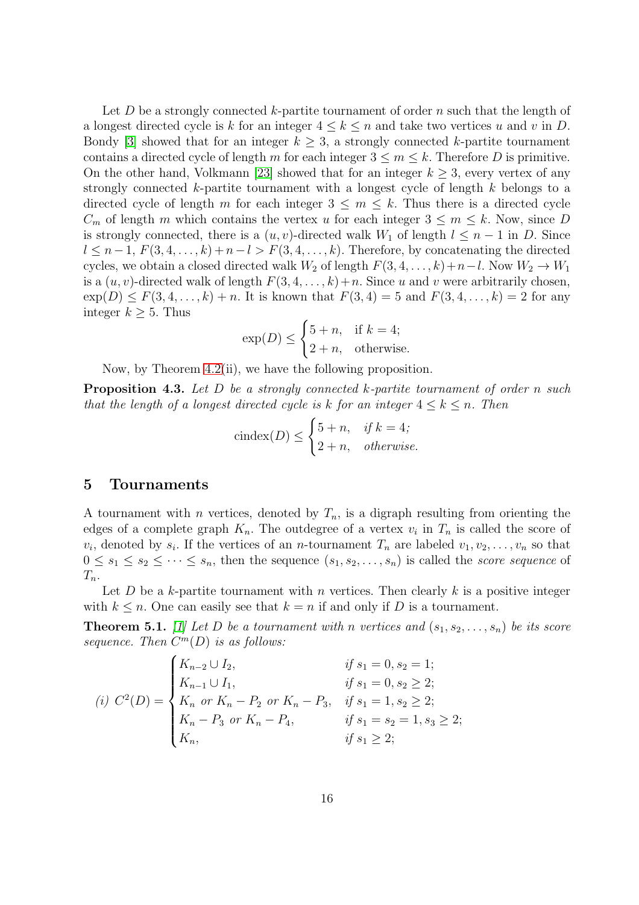Let $D$ be a strongly connected $k$-partite tournament of order $n$ such that the length of a longest directed cycle is $k$ for an integer $4 \le k \le n$ and take two vertices $u$ and $v$ in $D$. Bondy [3] showed that for an integer $k \ge 3$, a strongly connected $k$-partite tournament contains a directed cycle of length $m$ for each integer $3 \le m \le k$. Therefore $D$ is primitive. On the other hand, Volkmann [23] showed that for an integer $k \ge 3$, every vertex of any strongly connected $k$-partite tournament with a longest cycle of length $k$ belongs to a directed cycle of length $m$ for each integer $3 \le m \le k$. Thus there is a directed cycle $C_m$ of length $m$ which contains the vertex $u$ for each integer $3 \le m \le k$. Now, since $D$ is strongly connected, there is a $(u, v)$-directed walk $W_1$ of length $l \le n-1$ in $D$. Since $l \le n-1$, $F(3, 4, \ldots, k) + n - l > F(3, 4, \ldots, k)$. Therefore, by concatenating the directed cycles, we obtain a closed directed walk $W_2$ of length $F(3, 4, \ldots, k) + n - l$. Now $W_2 \to W_1$ is a $(u, v)$-directed walk of length $F(3, 4, \ldots, k) + n$. Since $u$ and $v$ were arbitrarily chosen, $\exp(D) \le F(3, 4, \ldots, k) + n$. It is known that $F(3, 4) = 5$ and $F(3, 4, \ldots, k) = 2$ for any integer $k \ge 5$. Thus

$$\exp(D) \le \begin{cases} 5 + n, & \text{if } k = 4; \\ 2 + n, & \text{otherwise.} \end{cases}$$

Now, by Theorem 4.2(ii), we have the following proposition.

**Proposition 4.3.** *Let $D$ be a strongly connected $k$-partite tournament of order $n$ such that the length of a longest directed cycle is $k$ for an integer $4 \le k \le n$. Then*

$$\operatorname{cindex}(D) \le \begin{cases} 5 + n, & \text{if } k = 4; \\ 2 + n, & \text{otherwise.} \end{cases}$$

## 5 Tournaments

A tournament with $n$ vertices, denoted by $T_n$, is a digraph resulting from orienting the edges of a complete graph $K_n$. The outdegree of a vertex $v_i$ in $T_n$ is called the score of $v_i$, denoted by $s_i$. If the vertices of an $n$-tournament $T_n$ are labeled $v_1, v_2, \ldots, v_n$ so that $0 \le s_1 \le s_2 \le \cdots \le s_n$, then the sequence $(s_1, s_2, \ldots, s_n)$ is called the *score sequence* of $T_n$.

Let $D$ be a $k$-partite tournament with $n$ vertices. Then clearly $k$ is a positive integer with $k \le n$. One can easily see that $k = n$ if and only if $D$ is a tournament.

**Theorem 5.1.** [1] *Let $D$ be a tournament with $n$ vertices and $(s_1, s_2, \ldots, s_n)$ be its score sequence. Then $C^m(D)$ is as follows:*

$$\text{(i) } C^2(D) = \begin{cases} K_{n-2} \cup I_2, & \text{if } s_1 = 0, s_2 = 1; \\ K_{n-1} \cup I_1, & \text{if } s_1 = 0, s_2 \ge 2; \\ K_n \text{ or } K_n - P_2 \text{ or } K_n - P_3, & \text{if } s_1 = 1, s_2 \ge 2; \\ K_n - P_3 \text{ or } K_n - P_4, & \text{if } s_1 = s_2 = 1, s_3 \ge 2; \\ K_n, & \text{if } s_1 \ge 2; \end{cases}$$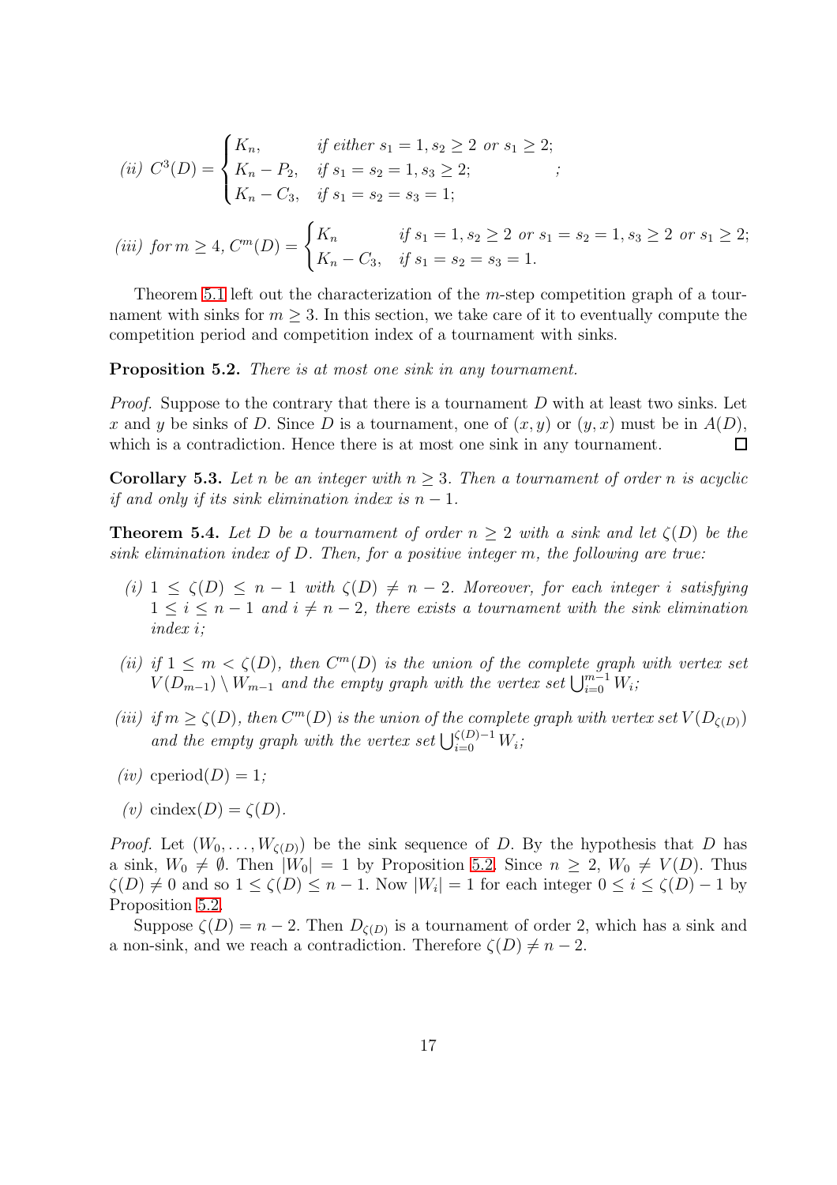*(ii)* $C^3(D) = \begin{cases} K_n, & \text{if either } s_1 = 1, s_2 \geq 2 \text{ or } s_1 \geq 2; \\ K_n - P_2, & \text{if } s_1 = s_2 = 1, s_3 \geq 2; \\ K_n - C_3, & \text{if } s_1 = s_2 = s_3 = 1; \end{cases}$;

*(iii)* for $m \geq 4$, $C^m(D) = \begin{cases} K_n & \text{if } s_1 = 1, s_2 \geq 2 \text{ or } s_1 = s_2 = 1, s_3 \geq 2 \text{ or } s_1 \geq 2; \\ K_n - C_3, & \text{if } s_1 = s_2 = s_3 = 1. \end{cases}$

Theorem 5.1 left out the characterization of the $m$-step competition graph of a tournament with sinks for $m \geq 3$. In this section, we take care of it to eventually compute the competition period and competition index of a tournament with sinks.

**Proposition 5.2.** *There is at most one sink in any tournament.*

*Proof.* Suppose to the contrary that there is a tournament $D$ with at least two sinks. Let $x$ and $y$ be sinks of $D$. Since $D$ is a tournament, one of $(x, y)$ or $(y, x)$ must be in $A(D)$, which is a contradiction. Hence there is at most one sink in any tournament. □

**Corollary 5.3.** *Let $n$ be an integer with $n \geq 3$. Then a tournament of order $n$ is acyclic if and only if its sink elimination index is $n - 1$.*

**Theorem 5.4.** *Let $D$ be a tournament of order $n \geq 2$ with a sink and let $\zeta(D)$ be the sink elimination index of $D$. Then, for a positive integer $m$, the following are true:*

- *(i)* $1 \leq \zeta(D) \leq n - 1$ *with* $\zeta(D) \neq n - 2$*. Moreover, for each integer $i$ satisfying $1 \leq i \leq n - 1$ and $i \neq n - 2$, there exists a tournament with the sink elimination index $i$;*
- *(ii) if $1 \leq m < \zeta(D)$, then $C^m(D)$ is the union of the complete graph with vertex set $V(D_{m-1}) \setminus W_{m-1}$ and the empty graph with the vertex set $\bigcup_{i=0}^{m-1} W_i$;*
- *(iii) if $m \geq \zeta(D)$, then $C^m(D)$ is the union of the complete graph with vertex set $V(D_{\zeta(D)})$ and the empty graph with the vertex set $\bigcup_{i=0}^{\zeta(D)-1} W_i$;*
- *(iv)* $\text{cperiod}(D) = 1$*;*
- *(v)* $\text{cindex}(D) = \zeta(D)$*.*

*Proof.* Let $(W_0, \ldots, W_{\zeta(D)})$ be the sink sequence of $D$. By the hypothesis that $D$ has a sink, $W_0 \neq \emptyset$. Then $|W_0| = 1$ by Proposition 5.2. Since $n \geq 2$, $W_0 \neq V(D)$. Thus $\zeta(D) \neq 0$ and so $1 \leq \zeta(D) \leq n - 1$. Now $|W_i| = 1$ for each integer $0 \leq i \leq \zeta(D) - 1$ by Proposition 5.2.

Suppose $\zeta(D) = n - 2$. Then $D_{\zeta(D)}$ is a tournament of order 2, which has a sink and a non-sink, and we reach a contradiction. Therefore $\zeta(D) \neq n - 2$.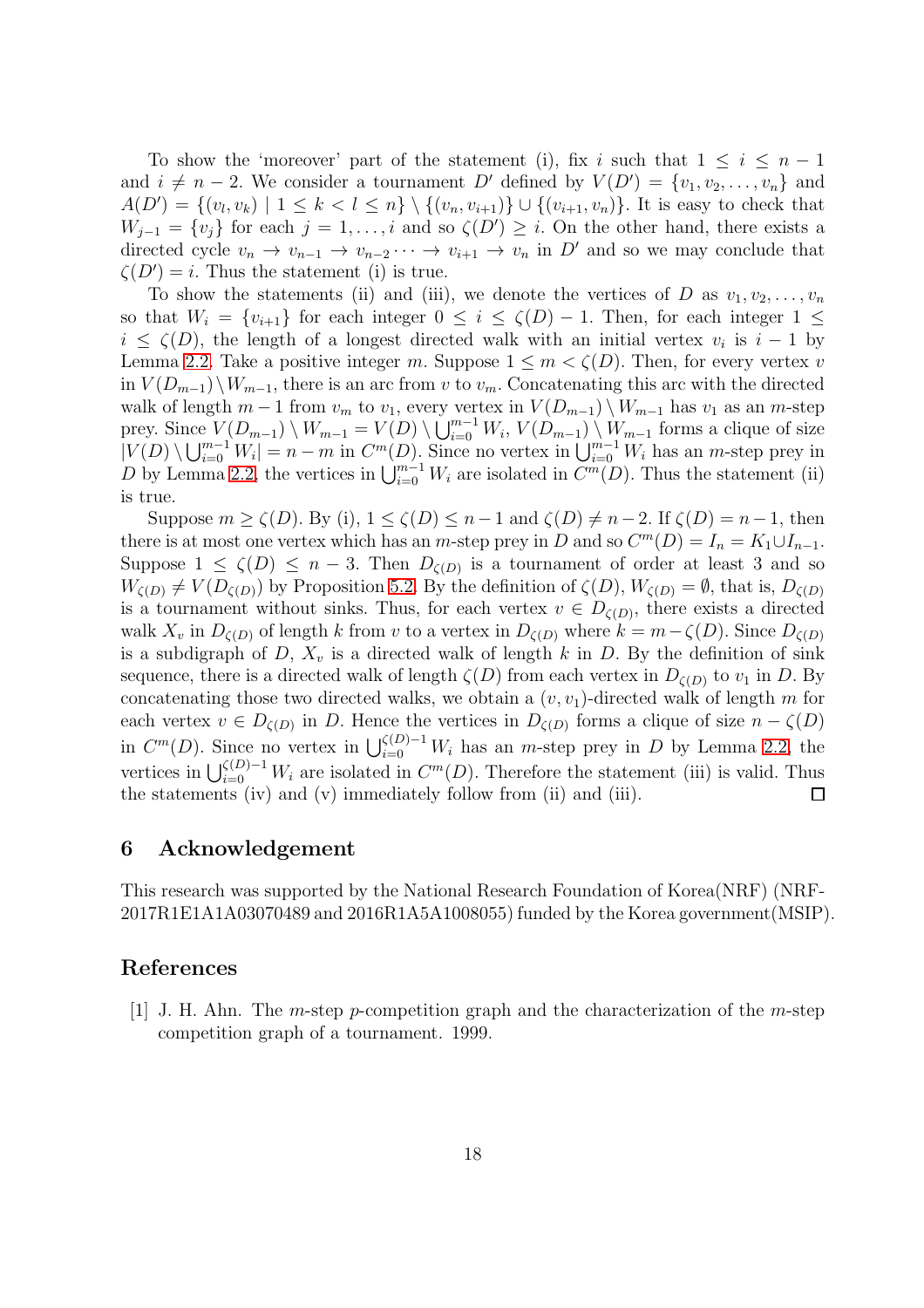To show the 'moreover' part of the statement (i), fix $i$ such that $1 \le i \le n-1$ and $i \ne n-2$. We consider a tournament $D'$ defined by $V(D') = \{v_1, v_2, \dots, v_n\}$ and $A(D') = \{(v_l, v_k) \mid 1 \le k < l \le n\} \setminus \{(v_n, v_{i+1})\} \cup \{(v_{i+1}, v_n)\}$. It is easy to check that $W_{j-1} = \{v_j\}$ for each $j = 1, \dots, i$ and so $\zeta(D') \ge i$. On the other hand, there exists a directed cycle $v_n \to v_{n-1} \to v_{n-2} \cdots \to v_{i+1} \to v_n$ in $D'$ and so we may conclude that $\zeta(D') = i$. Thus the statement (i) is true.

To show the statements (ii) and (iii), we denote the vertices of $D$ as $v_1, v_2, \dots, v_n$ so that $W_i = \{v_{i+1}\}$ for each integer $0 \le i \le \zeta(D) - 1$. Then, for each integer $1 \le i \le \zeta(D)$, the length of a longest directed walk with an initial vertex $v_i$ is $i-1$ by Lemma 2.2. Take a positive integer $m$. Suppose $1 \le m < \zeta(D)$. Then, for every vertex $v$ in $V(D_{m-1}) \setminus W_{m-1}$, there is an arc from $v$ to $v_m$. Concatenating this arc with the directed walk of length $m-1$ from $v_m$ to $v_1$, every vertex in $V(D_{m-1}) \setminus W_{m-1}$ has $v_1$ as an $m$-step prey. Since $V(D_{m-1}) \setminus W_{m-1} = V(D) \setminus \bigcup_{i=0}^{m-1} W_i$, $V(D_{m-1}) \setminus W_{m-1}$ forms a clique of size $|V(D) \setminus \bigcup_{i=0}^{m-1} W_i| = n - m$ in $C^m(D)$. Since no vertex in $\bigcup_{i=0}^{m-1} W_i$ has an $m$-step prey in $D$ by Lemma 2.2, the vertices in $\bigcup_{i=0}^{m-1} W_i$ are isolated in $C^m(D)$. Thus the statement (ii) is true.

Suppose $m \ge \zeta(D)$. By (i), $1 \le \zeta(D) \le n-1$ and $\zeta(D) \ne n-2$. If $\zeta(D) = n-1$, then there is at most one vertex which has an $m$-step prey in $D$ and so $C^m(D) = I_n = K_1 \cup I_{n-1}$. Suppose $1 \le \zeta(D) \le n-3$. Then $D_{\zeta(D)}$ is a tournament of order at least 3 and so $W_{\zeta(D)} \ne V(D_{\zeta(D)})$ by Proposition 5.2. By the definition of $\zeta(D)$, $W_{\zeta(D)} = \emptyset$, that is, $D_{\zeta(D)}$ is a tournament without sinks. Thus, for each vertex $v \in D_{\zeta(D)}$, there exists a directed walk $X_v$ in $D_{\zeta(D)}$ of length $k$ from $v$ to a vertex in $D_{\zeta(D)}$ where $k = m - \zeta(D)$. Since $D_{\zeta(D)}$ is a subdigraph of $D$, $X_v$ is a directed walk of length $k$ in $D$. By the definition of sink sequence, there is a directed walk of length $\zeta(D)$ from each vertex in $D_{\zeta(D)}$ to $v_1$ in $D$. By concatenating those two directed walks, we obtain a $(v, v_1)$-directed walk of length $m$ for each vertex $v \in D_{\zeta(D)}$ in $D$. Hence the vertices in $D_{\zeta(D)}$ forms a clique of size $n - \zeta(D)$ in $C^m(D)$. Since no vertex in $\bigcup_{i=0}^{\zeta(D)-1} W_i$ has an $m$-step prey in $D$ by Lemma 2.2, the vertices in $\bigcup_{i=0}^{\zeta(D)-1} W_i$ are isolated in $C^m(D)$. Therefore the statement (iii) is valid. Thus the statements (iv) and (v) immediately follow from (ii) and (iii). $\square$

## 6 Acknowledgement

This research was supported by the National Research Foundation of Korea(NRF) (NRF-2017R1E1A1A03070489 and 2016R1A5A1008055) funded by the Korea government(MSIP).

## References

[1] J. H. Ahn. The $m$-step $p$-competition graph and the characterization of the $m$-step competition graph of a tournament. 1999.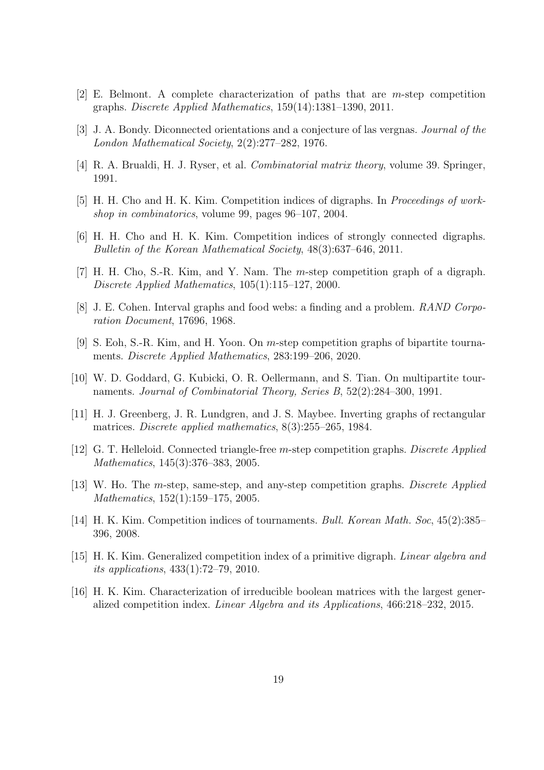[2] E. Belmont. A complete characterization of paths that are $m$-step competition graphs. *Discrete Applied Mathematics*, 159(14):1381–1390, 2011.

[3] J. A. Bondy. Diconnected orientations and a conjecture of las vergnas. *Journal of the London Mathematical Society*, 2(2):277–282, 1976.

[4] R. A. Brualdi, H. J. Ryser, et al. *Combinatorial matrix theory*, volume 39. Springer, 1991.

[5] H. H. Cho and H. K. Kim. Competition indices of digraphs. In *Proceedings of workshop in combinatorics*, volume 99, pages 96–107, 2004.

[6] H. H. Cho and H. K. Kim. Competition indices of strongly connected digraphs. *Bulletin of the Korean Mathematical Society*, 48(3):637–646, 2011.

[7] H. H. Cho, S.-R. Kim, and Y. Nam. The $m$-step competition graph of a digraph. *Discrete Applied Mathematics*, 105(1):115–127, 2000.

[8] J. E. Cohen. Interval graphs and food webs: a finding and a problem. *RAND Corporation Document*, 17696, 1968.

[9] S. Eoh, S.-R. Kim, and H. Yoon. On $m$-step competition graphs of bipartite tournaments. *Discrete Applied Mathematics*, 283:199–206, 2020.

[10] W. D. Goddard, G. Kubicki, O. R. Oellermann, and S. Tian. On multipartite tournaments. *Journal of Combinatorial Theory, Series B*, 52(2):284–300, 1991.

[11] H. J. Greenberg, J. R. Lundgren, and J. S. Maybee. Inverting graphs of rectangular matrices. *Discrete applied mathematics*, 8(3):255–265, 1984.

[12] G. T. Helleloid. Connected triangle-free $m$-step competition graphs. *Discrete Applied Mathematics*, 145(3):376–383, 2005.

[13] W. Ho. The $m$-step, same-step, and any-step competition graphs. *Discrete Applied Mathematics*, 152(1):159–175, 2005.

[14] H. K. Kim. Competition indices of tournaments. *Bull. Korean Math. Soc*, 45(2):385–396, 2008.

[15] H. K. Kim. Generalized competition index of a primitive digraph. *Linear algebra and its applications*, 433(1):72–79, 2010.

[16] H. K. Kim. Characterization of irreducible boolean matrices with the largest generalized competition index. *Linear Algebra and its Applications*, 466:218–232, 2015.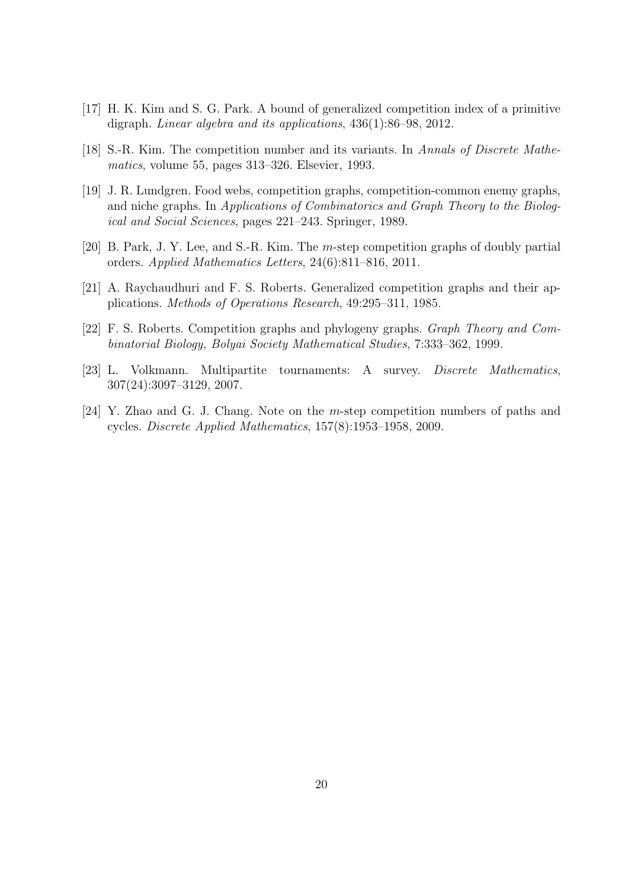[17] H. K. Kim and S. G. Park. A bound of generalized competition index of a primitive digraph. *Linear algebra and its applications*, 436(1):86–98, 2012.

[18] S.-R. Kim. The competition number and its variants. In *Annals of Discrete Mathematics*, volume 55, pages 313–326. Elsevier, 1993.

[19] J. R. Lundgren. Food webs, competition graphs, competition-common enemy graphs, and niche graphs. In *Applications of Combinatorics and Graph Theory to the Biological and Social Sciences*, pages 221–243. Springer, 1989.

[20] B. Park, J. Y. Lee, and S.-R. Kim. The $m$-step competition graphs of doubly partial orders. *Applied Mathematics Letters*, 24(6):811–816, 2011.

[21] A. Raychaudhuri and F. S. Roberts. Generalized competition graphs and their applications. *Methods of Operations Research*, 49:295–311, 1985.

[22] F. S. Roberts. Competition graphs and phylogeny graphs. *Graph Theory and Combinatorial Biology, Bolyai Society Mathematical Studies*, 7:333–362, 1999.

[23] L. Volkmann. Multipartite tournaments: A survey. *Discrete Mathematics*, 307(24):3097–3129, 2007.

[24] Y. Zhao and G. J. Chang. Note on the $m$-step competition numbers of paths and cycles. *Discrete Applied Mathematics*, 157(8):1953–1958, 2009.